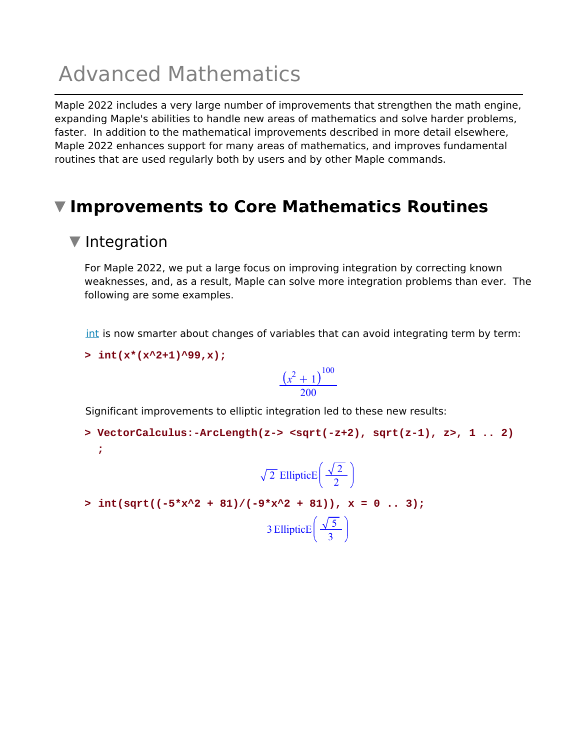# Advanced Mathematics

Maple 2022 includes a very large number of improvements that strengthen the math engine, expanding Maple's abilities to handle new areas of mathematics and solve harder problems, faster. In addition to the mathematical improvements described in more detail elsewhere, Maple 2022 enhances support for many areas of mathematics, and improves fundamental routines that are used regularly both by users and by other Maple commands.

## Improvements to Core Mathematics Routines

### Integration

For Maple 2022, we put a large focus on improving integration by correcting known weaknesses, and, as a result, Maple can solve more integration problems than ever. The following are some examples.

int is now smarter about changes of variables that can avoid integrating term by term:

```
> int(x*(x^2+1)^99,x);
```

$$\frac{\left(x^2+1\right)^{100}}{200}$$

Significant improvements to elliptic integration led to these new results:

```
> VectorCalculus:-ArcLength(z-> <sqrt(-z+2), sqrt(z-1), z>, 1 .. 2)
  ;
```

$$\sqrt{2}\ \mathrm{EllipticE}\left(\frac{\sqrt{2}}{2}\right)$$

```
> int(sqrt((-5*x^2 + 81)/(-9*x^2 + 81)), x = 0 .. 3);
```

$$3\,\mathrm{EllipticE}\left(\frac{\sqrt{5}}{3}\right)$$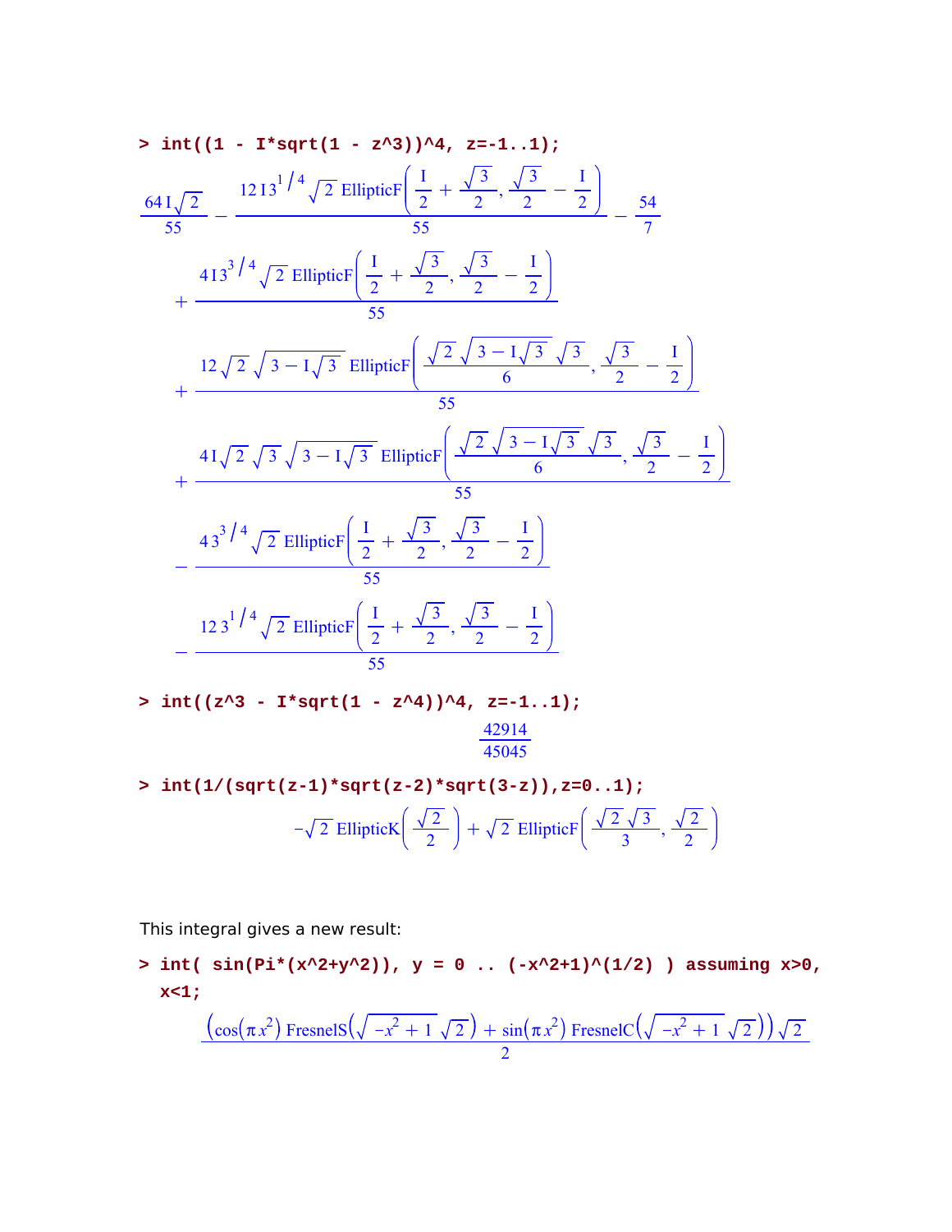```
> int((1 - I*sqrt(1 - z^3))^4, z=-1..1);
```

$$\frac{64\,\mathrm{I}\sqrt{2}}{55} - \frac{12\,\mathrm{I}\,3^{1/4}\sqrt{2}\,\mathrm{EllipticF}\left(\frac{\mathrm{I}}{2}+\frac{\sqrt{3}}{2},\frac{\sqrt{3}}{2}-\frac{\mathrm{I}}{2}\right)}{55} - \frac{54}{7}$$
$$+\frac{4\,\mathrm{I}\,3^{3/4}\sqrt{2}\,\mathrm{EllipticF}\left(\frac{\mathrm{I}}{2}+\frac{\sqrt{3}}{2},\frac{\sqrt{3}}{2}-\frac{\mathrm{I}}{2}\right)}{55}$$
$$+\frac{12\sqrt{2}\sqrt{3-\mathrm{I}\sqrt{3}}\,\mathrm{EllipticF}\left(\frac{\sqrt{2}\sqrt{3-\mathrm{I}\sqrt{3}}\sqrt{3}}{6},\frac{\sqrt{3}}{2}-\frac{\mathrm{I}}{2}\right)}{55}$$
$$+\frac{4\,\mathrm{I}\sqrt{2}\sqrt{3}\sqrt{3-\mathrm{I}\sqrt{3}}\,\mathrm{EllipticF}\left(\frac{\sqrt{2}\sqrt{3-\mathrm{I}\sqrt{3}}\sqrt{3}}{6},\frac{\sqrt{3}}{2}-\frac{\mathrm{I}}{2}\right)}{55}$$
$$-\frac{4\,3^{3/4}\sqrt{2}\,\mathrm{EllipticF}\left(\frac{\mathrm{I}}{2}+\frac{\sqrt{3}}{2},\frac{\sqrt{3}}{2}-\frac{\mathrm{I}}{2}\right)}{55}$$
$$-\frac{12\,3^{1/4}\sqrt{2}\,\mathrm{EllipticF}\left(\frac{\mathrm{I}}{2}+\frac{\sqrt{3}}{2},\frac{\sqrt{3}}{2}-\frac{\mathrm{I}}{2}\right)}{55}$$

```
> int((z^3 - I*sqrt(1 - z^4))^4, z=-1..1);
```

$$\frac{42914}{45045}$$

```
> int(1/(sqrt(z-1)*sqrt(z-2)*sqrt(3-z)),z=0..1);
```

$$-\sqrt{2}\,\mathrm{EllipticK}\left(\frac{\sqrt{2}}{2}\right)+\sqrt{2}\,\mathrm{EllipticF}\left(\frac{\sqrt{2}\sqrt{3}}{3},\frac{\sqrt{2}}{2}\right)$$

This integral gives a new result:

```
> int( sin(Pi*(x^2+y^2)), y = 0 .. (-x^2+1)^(1/2) ) assuming x>0,
  x<1;
```

$$\frac{\left(\cos(\pi x^2)\,\mathrm{FresnelS}\left(\sqrt{-x^2+1}\,\sqrt{2}\right)+\sin(\pi x^2)\,\mathrm{FresnelC}\left(\sqrt{-x^2+1}\,\sqrt{2}\right)\right)\sqrt{2}}{2}$$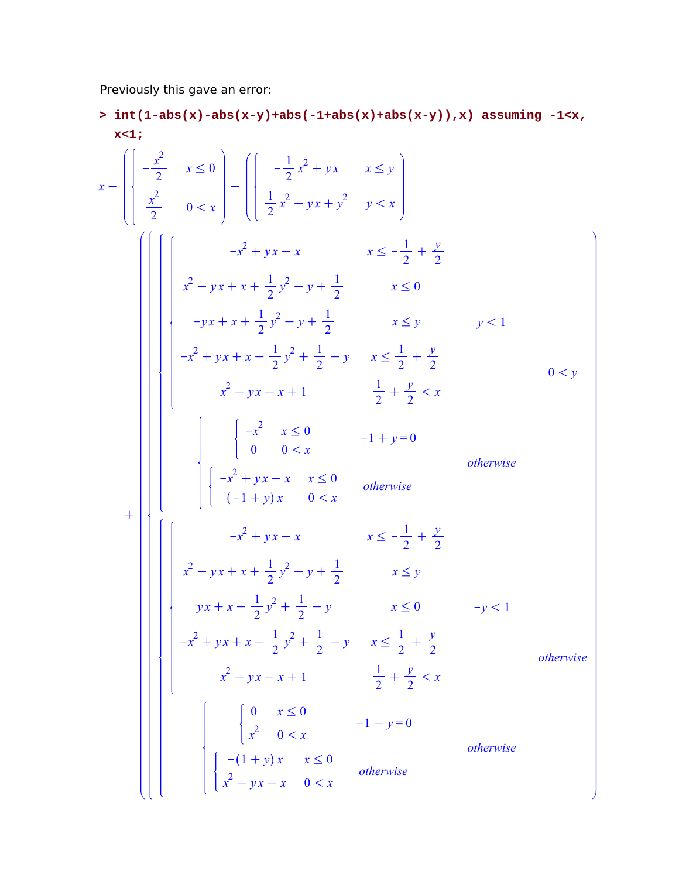Previously this gave an error:

```
> int(1-abs(x)-abs(x-y)+abs(-1+abs(x)+abs(x-y)),x) assuming -1<x,
  x<1;
```

$$
x - \left( \begin{cases} -\dfrac{x^2}{2} & x \le 0 \\ \dfrac{x^2}{2} & 0 < x \end{cases} \right) - \left( \begin{cases} -\dfrac{1}{2}x^2 + yx & x \le y \\ \dfrac{1}{2}x^2 - yx + y^2 & y < x \end{cases} \right)
$$

$$
+ \left( \begin{cases} \begin{cases} \begin{cases} -x^2 + yx - x & x \le -\dfrac{1}{2} + \dfrac{y}{2} \\ x^2 - yx + x + \dfrac{1}{2}y^2 - y + \dfrac{1}{2} & x \le 0 \\ -yx + x + \dfrac{1}{2}y^2 - y + \dfrac{1}{2} & x \le y \\ -x^2 + yx + x - \dfrac{1}{2}y^2 + \dfrac{1}{2} - y & x \le \dfrac{1}{2} + \dfrac{y}{2} \\ x^2 - yx - x + 1 & \dfrac{1}{2} + \dfrac{y}{2} < x \end{cases} & y < 1 \\ \begin{cases} \begin{cases} -x^2 & x \le 0 \\ 0 & 0 < x \end{cases} & -1 + y = 0 \\ \begin{cases} -x^2 + yx - x & x \le 0 \\ (-1 + y)\,x & 0 < x \end{cases} & \text{otherwise} \end{cases} & \text{otherwise} \end{cases} & 0 < y \\ \begin{cases} \begin{cases} -x^2 + yx - x & x \le -\dfrac{1}{2} + \dfrac{y}{2} \\ x^2 - yx + x + \dfrac{1}{2}y^2 - y + \dfrac{1}{2} & x \le y \\ yx + x - \dfrac{1}{2}y^2 + \dfrac{1}{2} - y & x \le 0 \\ -x^2 + yx + x - \dfrac{1}{2}y^2 + \dfrac{1}{2} - y & x \le \dfrac{1}{2} + \dfrac{y}{2} \\ x^2 - yx - x + 1 & \dfrac{1}{2} + \dfrac{y}{2} < x \end{cases} & -y < 1 \\ \begin{cases} \begin{cases} 0 & x \le 0 \\ x^2 & 0 < x \end{cases} & -1 - y = 0 \\ \begin{cases} -(1 + y)\,x & x \le 0 \\ x^2 - yx - x & 0 < x \end{cases} & \text{otherwise} \end{cases} & \text{otherwise} \end{cases} & \text{otherwise} \end{cases} \right)
$$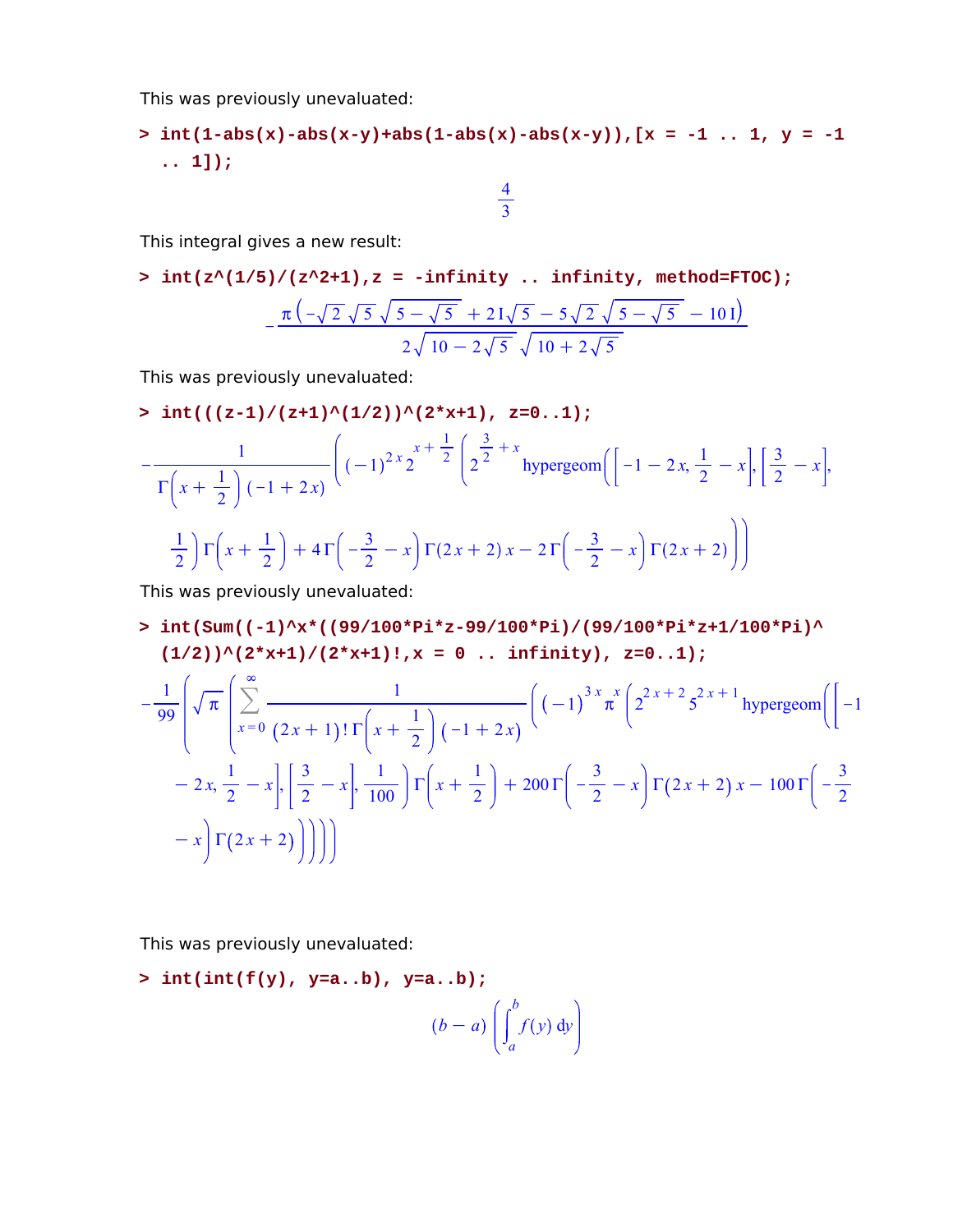This was previously unevaluated:

```
> int(1-abs(x)-abs(x-y)+abs(1-abs(x)-abs(x-y)),[x = -1 .. 1, y = -1 .. 1]);
```

$$\frac{4}{3}$$

This integral gives a new result:

```
> int(z^(1/5)/(z^2+1),z = -infinity .. infinity, method=FTOC);
```

$$-\frac{\pi\left(-\sqrt{2}\,\sqrt{5}\,\sqrt{5-\sqrt{5}}+2\,\mathrm{I}\sqrt{5}-5\sqrt{2}\,\sqrt{5-\sqrt{5}}-10\,\mathrm{I}\right)}{2\sqrt{10-2\sqrt{5}}\,\sqrt{10+2\sqrt{5}}}$$

This was previously unevaluated:

```
> int(((z-1)/(z+1)^(1/2))^(2*x+1), z=0..1);
```

$$-\frac{1}{\Gamma\left(x+\frac{1}{2}\right)(-1+2x)}\left((-1)^{2x}2^{x+\frac{1}{2}}\left(2^{\frac{3}{2}+x}\,\mathrm{hypergeom}\left(\left[-1-2x,\frac{1}{2}-x\right],\left[\frac{3}{2}-x\right],\frac{1}{2}\right)\Gamma\left(x+\frac{1}{2}\right)+4\,\Gamma\left(-\frac{3}{2}-x\right)\Gamma(2x+2)\,x-2\,\Gamma\left(-\frac{3}{2}-x\right)\Gamma(2x+2)\right)\right)$$

This was previously unevaluated:

```
> int(Sum((-1)^x*((99/100*Pi*z-99/100*Pi)/(99/100*Pi*z+1/100*Pi)^(1/2))^(2*x+1)/(2*x+1)!,x = 0 .. infinity), z=0..1);
```

$$-\frac{1}{99}\left(\sqrt{\pi}\left(\sum_{x=0}^{\infty}\frac{1}{(2x+1)!\,\Gamma\left(x+\frac{1}{2}\right)(-1+2x)}\left((-1)^{3x}\pi^{x}\left(2^{2x+2}5^{2x+1}\,\mathrm{hypergeom}\left(\left[-1-2x,\frac{1}{2}-x\right],\left[\frac{3}{2}-x\right],\frac{1}{100}\right)\Gamma\left(x+\frac{1}{2}\right)+200\,\Gamma\left(-\frac{3}{2}-x\right)\Gamma(2x+2)\,x-100\,\Gamma\left(-\frac{3}{2}-x\right)\Gamma(2x+2)\right)\right)\right)\right)$$

This was previously unevaluated:

```
> int(int(f(y), y=a..b), y=a..b);
```

$$(b-a)\left(\int_{a}^{b}f(y)\,\mathrm{d}y\right)$$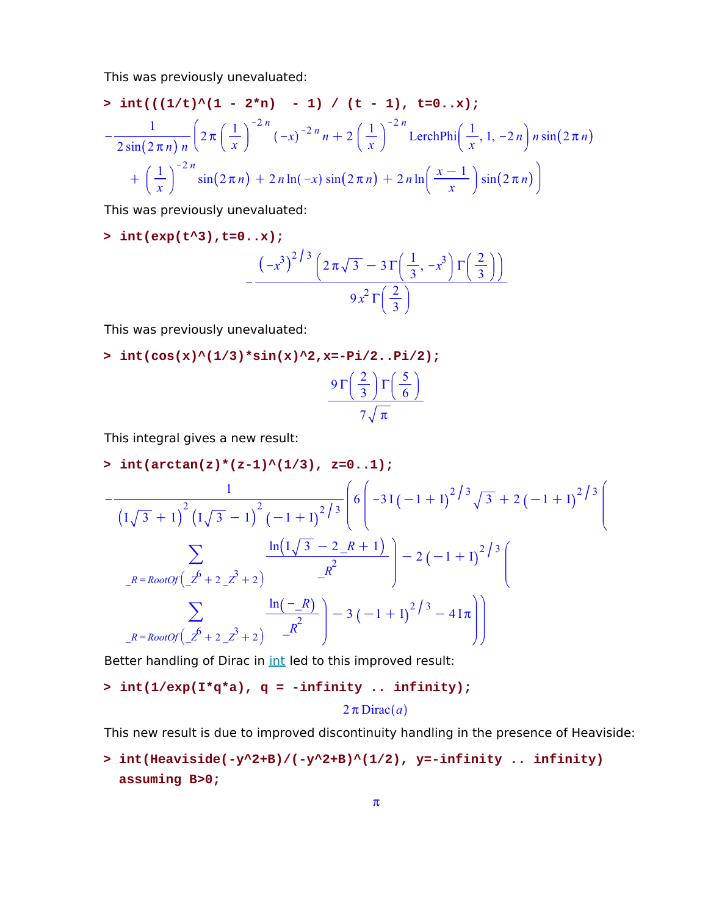This was previously unevaluated:

```
> int(((1/t)^(1 - 2*n)  - 1) / (t - 1), t=0..x);
```

$$-\frac{1}{2\sin(2\pi n)\, n}\left(2\pi\left(\frac{1}{x}\right)^{-2n}(-x)^{-2n} n + 2\left(\frac{1}{x}\right)^{-2n}\mathrm{LerchPhi}\left(\frac{1}{x}, 1, -2n\right) n\sin(2\pi n) + \left(\frac{1}{x}\right)^{-2n}\sin(2\pi n) + 2n\ln(-x)\sin(2\pi n) + 2n\ln\left(\frac{x-1}{x}\right)\sin(2\pi n)\right)$$

This was previously unevaluated:

```
> int(exp(t^3),t=0..x);
```

$$-\frac{\left(-x^3\right)^{2/3}\left(2\pi\sqrt{3} - 3\,\Gamma\left(\frac{1}{3}, -x^3\right)\Gamma\left(\frac{2}{3}\right)\right)}{9x^2\,\Gamma\left(\frac{2}{3}\right)}$$

This was previously unevaluated:

```
> int(cos(x)^(1/3)*sin(x)^2,x=-Pi/2..Pi/2);
```

$$\frac{9\,\Gamma\left(\frac{2}{3}\right)\Gamma\left(\frac{5}{6}\right)}{7\sqrt{\pi}}$$

This integral gives a new result:

```
> int(arctan(z)*(z-1)^(1/3), z=0..1);
```

$$-\frac{1}{\left(\mathrm{I}\sqrt{3}+1\right)^2\left(\mathrm{I}\sqrt{3}-1\right)^2(-1+\mathrm{I})^{2/3}}\left(6\left(-3\,\mathrm{I}\,(-1+\mathrm{I})^{2/3}\sqrt{3} + 2\,(-1+\mathrm{I})^{2/3}\left(\sum_{\_R = RootOf\left(\_Z^6+2\_Z^3+2\right)}\frac{\ln\left(\mathrm{I}\sqrt{3}-2\_R+1\right)}{\_R^2}\right) - 2\,(-1+\mathrm{I})^{2/3}\left(\sum_{\_R = RootOf\left(\_Z^6+2\_Z^3+2\right)}\frac{\ln(-\_R)}{\_R^2}\right) - 3\,(-1+\mathrm{I})^{2/3} - 4\,\mathrm{I}\,\pi\right)\right)$$

Better handling of Dirac in int led to this improved result:

```
> int(1/exp(I*q*a), q = -infinity .. infinity);
```

$$2\pi\,\mathrm{Dirac}(a)$$

This new result is due to improved discontinuity handling in the presence of Heaviside:

```
> int(Heaviside(-y^2+B)/(-y^2+B)^(1/2), y=-infinity .. infinity)
  assuming B>0;
```

$$\pi$$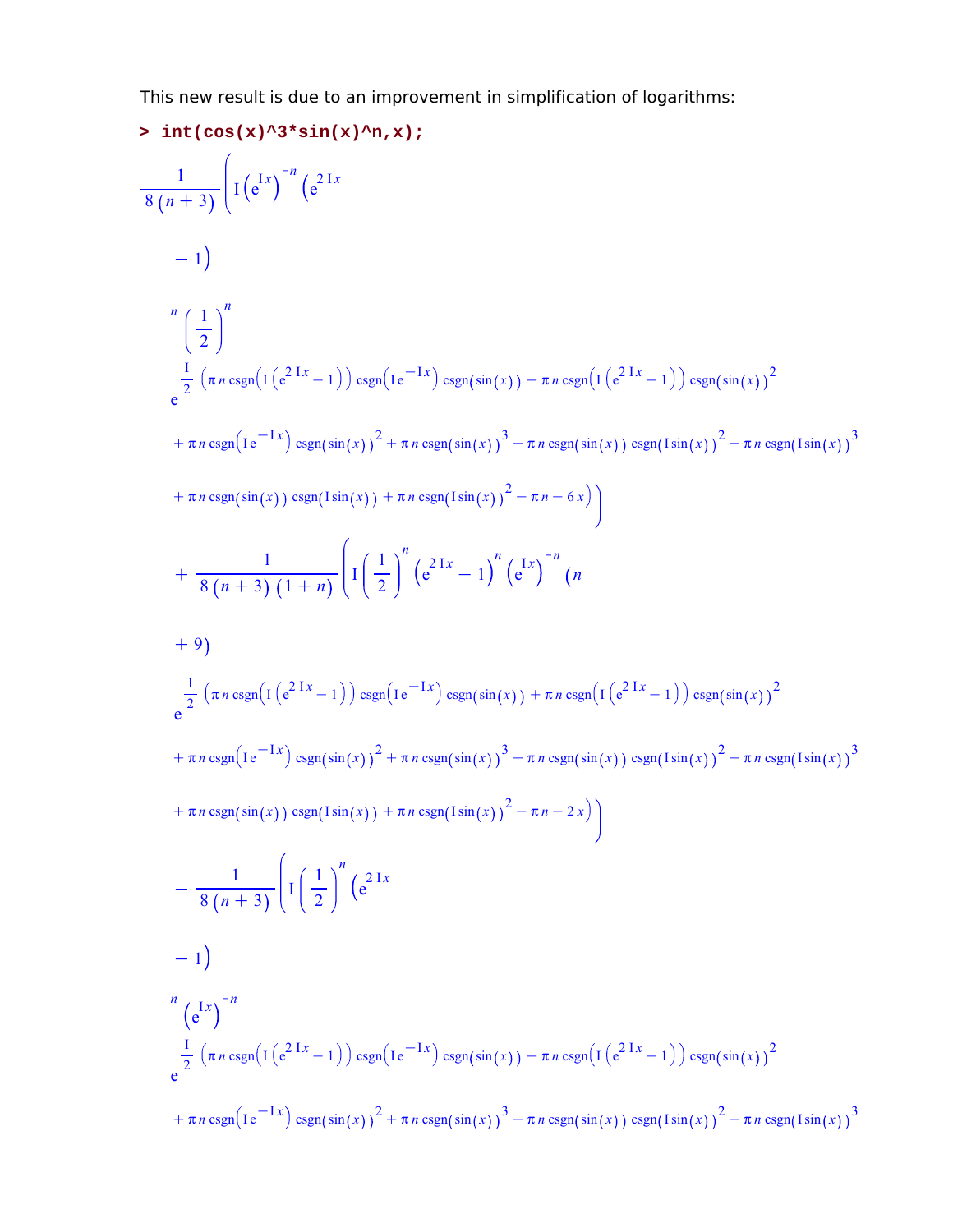This new result is due to an improvement in simplification of logarithms:

```
> int(cos(x)^3*sin(x)^n,x);
```

$$\frac{1}{8\,(n+3)}\left(\mathrm{I}\left(\mathrm{e}^{\mathrm{I}\,x}\right)^{-n}\left(\mathrm{e}^{2\,\mathrm{I}\,x}-1\right)^{n}\left(\frac{1}{2}\right)^{n}\mathrm{e}^{\frac{\mathrm{I}}{2}\left(\pi\,n\,\mathrm{csgn}\left(\mathrm{I}\left(\mathrm{e}^{2\,\mathrm{I}\,x}-1\right)\right)\mathrm{csgn}\left(\mathrm{I}\,\mathrm{e}^{-\mathrm{I}\,x}\right)\mathrm{csgn}(\sin(x))+\pi\,n\,\mathrm{csgn}\left(\mathrm{I}\left(\mathrm{e}^{2\,\mathrm{I}\,x}-1\right)\right)\mathrm{csgn}(\sin(x))^{2}+\pi\,n\,\mathrm{csgn}\left(\mathrm{I}\,\mathrm{e}^{-\mathrm{I}\,x}\right)\mathrm{csgn}(\sin(x))^{2}+\pi\,n\,\mathrm{csgn}(\sin(x))^{3}-\pi\,n\,\mathrm{csgn}(\sin(x))\,\mathrm{csgn}(\mathrm{I}\sin(x))^{2}-\pi\,n\,\mathrm{csgn}(\mathrm{I}\sin(x))^{3}+\pi\,n\,\mathrm{csgn}(\sin(x))\,\mathrm{csgn}(\mathrm{I}\sin(x))+\pi\,n\,\mathrm{csgn}(\mathrm{I}\sin(x))^{2}-\pi\,n-6\,x\right)}\right)$$

$$+\frac{1}{8\,(n+3)\,(1+n)}\left(\mathrm{I}\left(\frac{1}{2}\right)^{n}\left(\mathrm{e}^{2\,\mathrm{I}\,x}-1\right)^{n}\left(\mathrm{e}^{\mathrm{I}\,x}\right)^{-n}(n+9)\,\mathrm{e}^{\frac{\mathrm{I}}{2}\left(\pi\,n\,\mathrm{csgn}\left(\mathrm{I}\left(\mathrm{e}^{2\,\mathrm{I}\,x}-1\right)\right)\mathrm{csgn}\left(\mathrm{I}\,\mathrm{e}^{-\mathrm{I}\,x}\right)\mathrm{csgn}(\sin(x))+\pi\,n\,\mathrm{csgn}\left(\mathrm{I}\left(\mathrm{e}^{2\,\mathrm{I}\,x}-1\right)\right)\mathrm{csgn}(\sin(x))^{2}+\pi\,n\,\mathrm{csgn}\left(\mathrm{I}\,\mathrm{e}^{-\mathrm{I}\,x}\right)\mathrm{csgn}(\sin(x))^{2}+\pi\,n\,\mathrm{csgn}(\sin(x))^{3}-\pi\,n\,\mathrm{csgn}(\sin(x))\,\mathrm{csgn}(\mathrm{I}\sin(x))^{2}-\pi\,n\,\mathrm{csgn}(\mathrm{I}\sin(x))^{3}+\pi\,n\,\mathrm{csgn}(\sin(x))\,\mathrm{csgn}(\mathrm{I}\sin(x))+\pi\,n\,\mathrm{csgn}(\mathrm{I}\sin(x))^{2}-\pi\,n-2\,x\right)}\right)$$

$$-\frac{1}{8\,(n+3)}\left(\mathrm{I}\left(\frac{1}{2}\right)^{n}\left(\mathrm{e}^{2\,\mathrm{I}\,x}-1\right)^{n}\left(\mathrm{e}^{\mathrm{I}\,x}\right)^{-n}\mathrm{e}^{\frac{\mathrm{I}}{2}\left(\pi\,n\,\mathrm{csgn}\left(\mathrm{I}\left(\mathrm{e}^{2\,\mathrm{I}\,x}-1\right)\right)\mathrm{csgn}\left(\mathrm{I}\,\mathrm{e}^{-\mathrm{I}\,x}\right)\mathrm{csgn}(\sin(x))+\pi\,n\,\mathrm{csgn}\left(\mathrm{I}\left(\mathrm{e}^{2\,\mathrm{I}\,x}-1\right)\right)\mathrm{csgn}(\sin(x))^{2}+\pi\,n\,\mathrm{csgn}\left(\mathrm{I}\,\mathrm{e}^{-\mathrm{I}\,x}\right)\mathrm{csgn}(\sin(x))^{2}+\pi\,n\,\mathrm{csgn}(\sin(x))^{3}-\pi\,n\,\mathrm{csgn}(\sin(x))\,\mathrm{csgn}(\mathrm{I}\sin(x))^{2}-\pi\,n\,\mathrm{csgn}(\mathrm{I}\sin(x))^{3}}\right.$$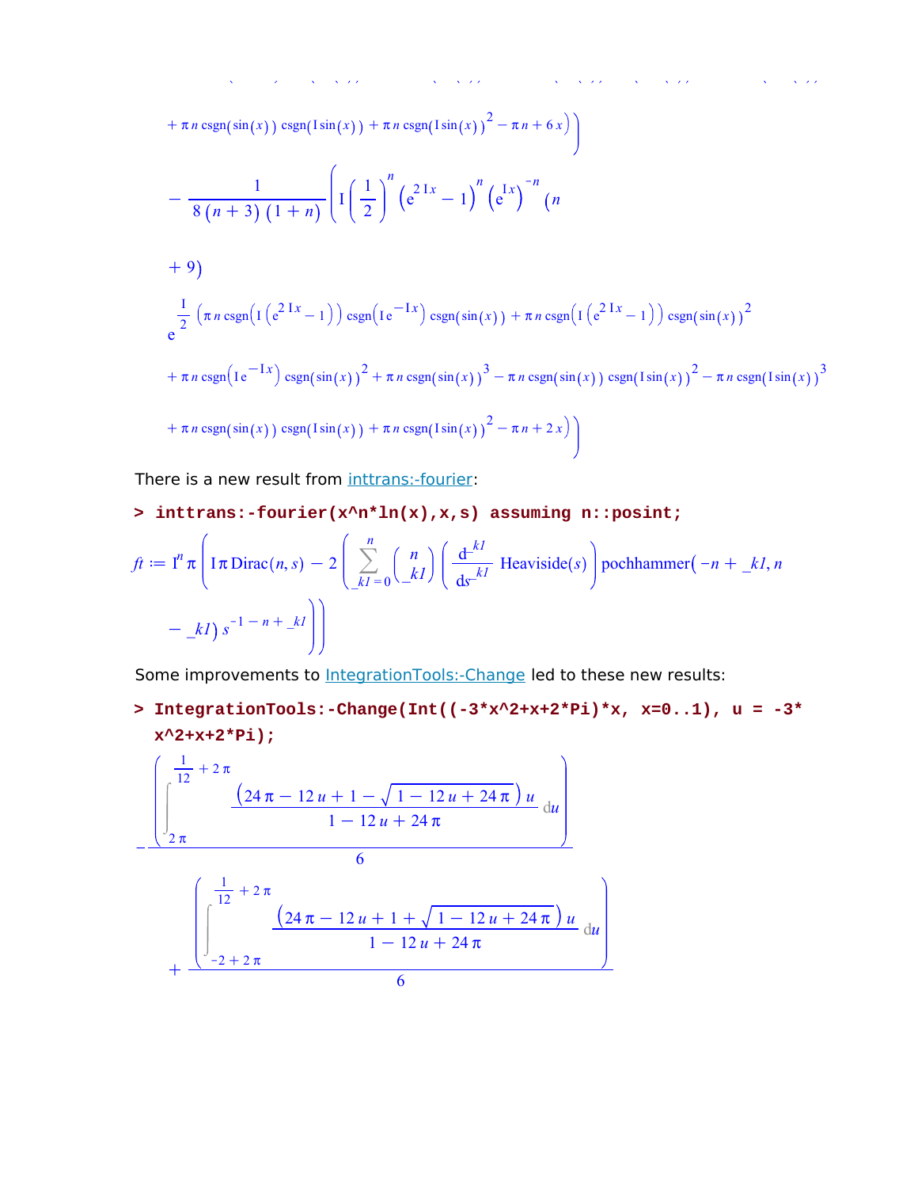$$+ \pi n \operatorname{csgn}(\sin(x)) \operatorname{csgn}(I \sin(x)) + \pi n \operatorname{csgn}(I \sin(x))^2 - \pi n + 6 x \Big) \Big)$$

$$- \frac{1}{8 (n+3) (1+n)} \Bigg( I \left(\frac{1}{2}\right)^n \left(e^{2 I x} - 1\right)^n \left(e^{I x}\right)^{-n} (n + 9)$$

$$e^{\frac{I}{2} \left(\pi n \operatorname{csgn}\left(I \left(e^{2 I x} - 1\right)\right) \operatorname{csgn}\left(I e^{-I x}\right) \operatorname{csgn}(\sin(x)) + \pi n \operatorname{csgn}\left(I \left(e^{2 I x} - 1\right)\right) \operatorname{csgn}(\sin(x))^2 + \pi n \operatorname{csgn}\left(I e^{-I x}\right) \operatorname{csgn}(\sin(x))^2 + \pi n \operatorname{csgn}(\sin(x))^3 - \pi n \operatorname{csgn}(\sin(x)) \operatorname{csgn}(I \sin(x))^2 - \pi n \operatorname{csgn}(I \sin(x))^3 + \pi n \operatorname{csgn}(\sin(x)) \operatorname{csgn}(I \sin(x)) + \pi n \operatorname{csgn}(I \sin(x))^2 - \pi n + 2 x\right)} \Bigg)$$

There is a new result from inttrans:-fourier:

```
> inttrans:-fourier(x^n*ln(x),x,s) assuming n::posint;
```

$$ft := I^n \pi \left( I \pi \operatorname{Dirac}(n, s) - 2 \left( \sum_{\_k1=0}^{n} \binom{n}{\_k1} \left( \frac{d^{\_k1}}{ds^{\_k1}} \operatorname{Heaviside}(s) \right) \operatorname{pochhammer}(-n + \_k1, n - \_k1) \, s^{-1-n+\_k1} \right) \right)$$

Some improvements to IntegrationTools:-Change led to these new results:

```
> IntegrationTools:-Change(Int((-3*x^2+x+2*Pi)*x, x=0..1), u = -3*
  x^2+x+2*Pi);
```

$$-\frac{\displaystyle\int_{2\pi}^{\frac{1}{12}+2\pi} \frac{\left(24\pi - 12u + 1 - \sqrt{1 - 12u + 24\pi}\right) u}{1 - 12u + 24\pi} \, du}{6} + \frac{\displaystyle\int_{-2+2\pi}^{\frac{1}{12}+2\pi} \frac{\left(24\pi - 12u + 1 + \sqrt{1 - 12u + 24\pi}\right) u}{1 - 12u + 24\pi} \, du}{6}$$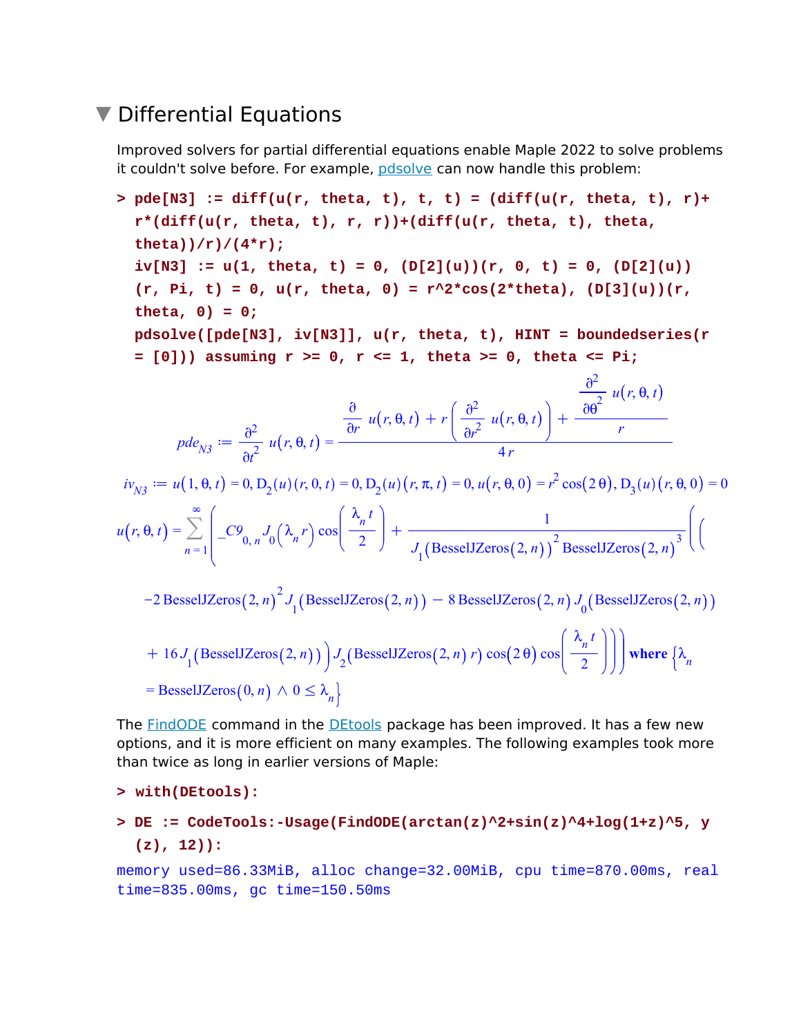## Differential Equations

Improved solvers for partial differential equations enable Maple 2022 to solve problems it couldn't solve before. For example, pdsolve can now handle this problem:

```
> pde[N3] := diff(u(r, theta, t), t, t) = (diff(u(r, theta, t), r)+
  r*(diff(u(r, theta, t), r, r))+(diff(u(r, theta, t), theta,
  theta))/r)/(4*r);
  iv[N3] := u(1, theta, t) = 0, (D[2](u))(r, 0, t) = 0, (D[2](u))
  (r, Pi, t) = 0, u(r, theta, 0) = r^2*cos(2*theta), (D[3](u))(r,
  theta, 0) = 0;
  pdsolve([pde[N3], iv[N3]], u(r, theta, t), HINT = boundedseries(r
  = [0])) assuming r >= 0, r <= 1, theta >= 0, theta <= Pi;
```

$$pde_{N3} := \frac{\partial^2}{\partial t^2} u(r,\theta,t) = \frac{\frac{\partial}{\partial r} u(r,\theta,t) + r\left(\frac{\partial^2}{\partial r^2} u(r,\theta,t)\right) + \frac{\frac{\partial^2}{\partial \theta^2} u(r,\theta,t)}{r}}{4r}$$

$$iv_{N3} := u(1,\theta,t) = 0, \mathrm{D}_2(u)(r,0,t) = 0, \mathrm{D}_2(u)(r,\pi,t) = 0, u(r,\theta,0) = r^2\cos(2\theta), \mathrm{D}_3(u)(r,\theta,0) = 0$$

$$u(r,\theta,t) = \sum_{n=1}^{\infty}\left(\_C9_{0,n} J_0(\lambda_n r)\cos\left(\frac{\lambda_n t}{2}\right) + \frac{1}{J_1(\mathrm{BesselJZeros}(2,n))^2\,\mathrm{BesselJZeros}(2,n)^3}\Big(\big(-2\,\mathrm{BesselJZeros}(2,n)^2 J_1(\mathrm{BesselJZeros}(2,n)) - 8\,\mathrm{BesselJZeros}(2,n)\,J_0(\mathrm{BesselJZeros}(2,n)) + 16\,J_1(\mathrm{BesselJZeros}(2,n))\big) J_2(\mathrm{BesselJZeros}(2,n)\,r)\cos(2\theta)\cos\left(\frac{\lambda_n t}{2}\right)\Big)\right) \textbf{ where } \left\{\lambda_n = \mathrm{BesselJZeros}(0,n) \wedge 0 \le \lambda_n\right\}$$

The FindODE command in the DEtools package has been improved. It has a few new options, and it is more efficient on many examples. The following examples took more than twice as long in earlier versions of Maple:

```
> with(DEtools):
```

```
> DE := CodeTools:-Usage(FindODE(arctan(z)^2+sin(z)^4+log(1+z)^5, y
  (z), 12)):
```

```
memory used=86.33MiB, alloc change=32.00MiB, cpu time=870.00ms, real
time=835.00ms, gc time=150.50ms
```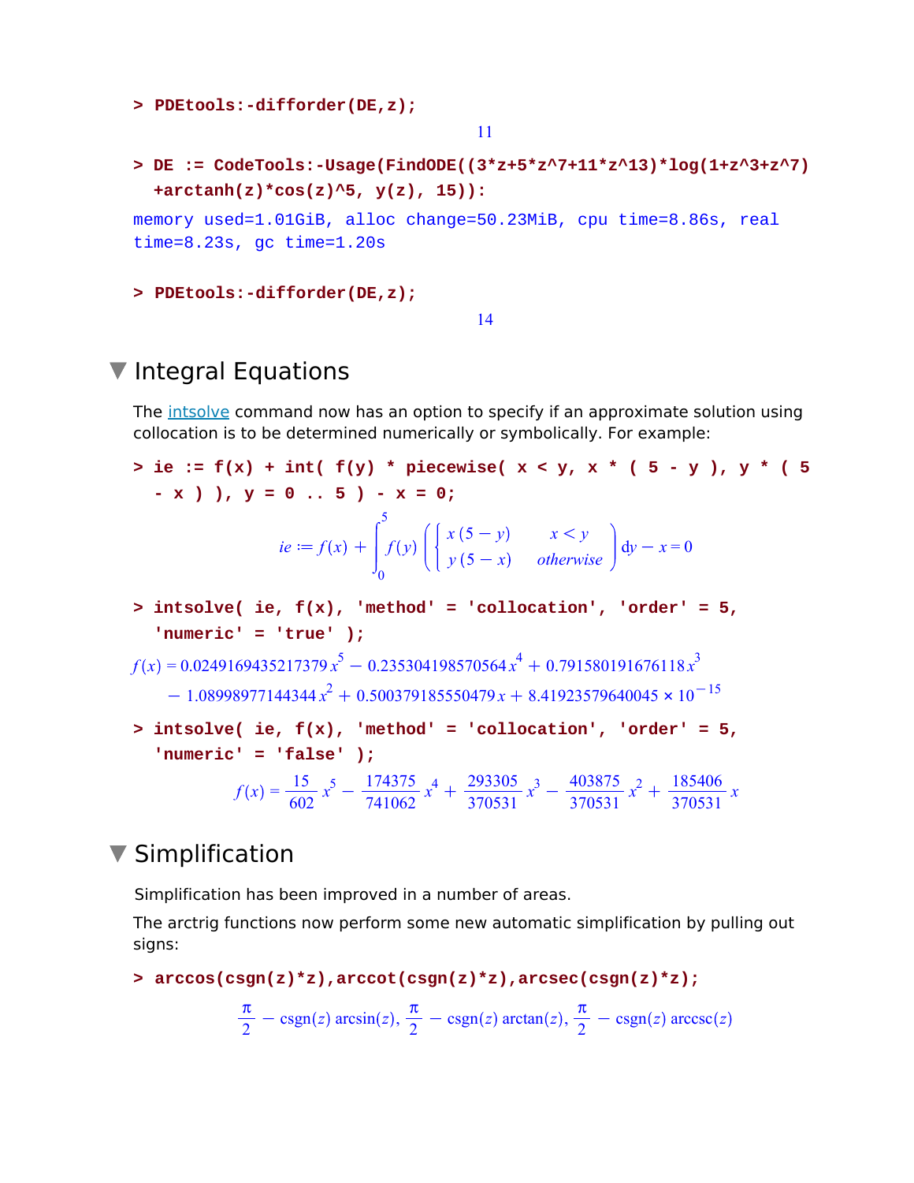```
> PDEtools:-difforder(DE,z);
```

$$11$$

```
> DE := CodeTools:-Usage(FindODE((3*z+5*z^7+11*z^13)*log(1+z^3+z^7)
  +arctanh(z)*cos(z)^5, y(z), 15)):
```

memory used=1.01GiB, alloc change=50.23MiB, cpu time=8.86s, real time=8.23s, gc time=1.20s

```
> PDEtools:-difforder(DE,z);
```

$$14$$

## Integral Equations

The intsolve command now has an option to specify if an approximate solution using collocation is to be determined numerically or symbolically. For example:

```
> ie := f(x) + int( f(y) * piecewise( x < y, x * ( 5 - y ), y * ( 5
  - x ) ), y = 0 .. 5 ) - x = 0;
```

$$ie := f(x) + \int_0^5 f(y) \left( \begin{cases} x(5-y) & x < y \\ y(5-x) & otherwise \end{cases} \right) dy - x = 0$$

```
> intsolve( ie, f(x), 'method' = 'collocation', 'order' = 5,
  'numeric' = 'true' );
```

$$f(x) = 0.0249169435217379\, x^5 - 0.235304198570564\, x^4 + 0.791580191676118\, x^3 - 1.08998977144344\, x^2 + 0.500379185550479\, x + 8.41923579640045 \times 10^{-15}$$

```
> intsolve( ie, f(x), 'method' = 'collocation', 'order' = 5,
  'numeric' = 'false' );
```

$$f(x) = \frac{15}{602} x^5 - \frac{174375}{741062} x^4 + \frac{293305}{370531} x^3 - \frac{403875}{370531} x^2 + \frac{185406}{370531} x$$

## Simplification

Simplification has been improved in a number of areas.

The arctrig functions now perform some new automatic simplification by pulling out signs:

```
> arccos(csgn(z)*z),arccot(csgn(z)*z),arcsec(csgn(z)*z);
```

$$\frac{\pi}{2} - \mathrm{csgn}(z)\arcsin(z),\ \frac{\pi}{2} - \mathrm{csgn}(z)\arctan(z),\ \frac{\pi}{2} - \mathrm{csgn}(z)\,\mathrm{arccsc}(z)$$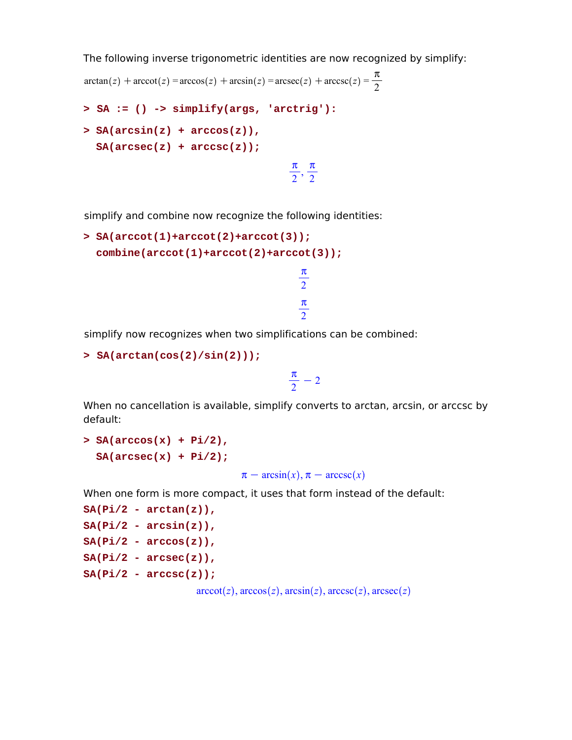The following inverse trigonometric identities are now recognized by simplify:

$$\arctan(z) + \operatorname{arccot}(z) = \arccos(z) + \arcsin(z) = \operatorname{arcsec}(z) + \operatorname{arccsc}(z) = \frac{\pi}{2}$$

```
> SA := () -> simplify(args, 'arctrig'):
```

```
> SA(arcsin(z) + arccos(z)),
  SA(arcsec(z) + arccsc(z));
```

$$\frac{\pi}{2}, \frac{\pi}{2}$$

simplify and combine now recognize the following identities:

```
> SA(arccot(1)+arccot(2)+arccot(3));
  combine(arccot(1)+arccot(2)+arccot(3));
```

$$\frac{\pi}{2}$$

$$\frac{\pi}{2}$$

simplify now recognizes when two simplifications can be combined:

```
> SA(arctan(cos(2)/sin(2)));
```

$$\frac{\pi}{2} - 2$$

When no cancellation is available, simplify converts to arctan, arcsin, or arccsc by default:

```
> SA(arccos(x) + Pi/2),
  SA(arcsec(x) + Pi/2);
```

$$\pi - \arcsin(x), \pi - \operatorname{arccsc}(x)$$

When one form is more compact, it uses that form instead of the default:

```
SA(Pi/2 - arctan(z)),
SA(Pi/2 - arcsin(z)),
SA(Pi/2 - arccos(z)),
SA(Pi/2 - arcsec(z)),
SA(Pi/2 - arccsc(z));
```

$$\operatorname{arccot}(z), \arccos(z), \arcsin(z), \operatorname{arccsc}(z), \operatorname{arcsec}(z)$$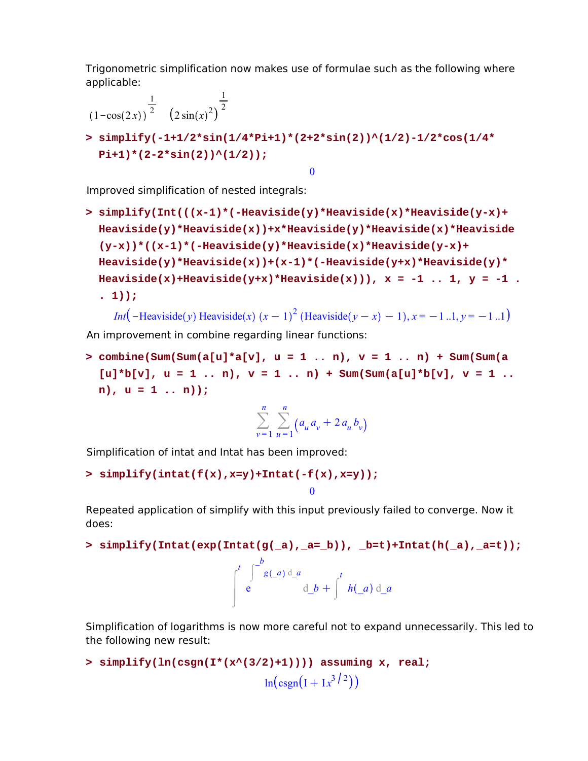Trigonometric simplification now makes use of formulae such as the following where applicable:

$$(1-\cos(2x))^{\frac{1}{2}} \quad \left(2\sin(x)^2\right)^{\frac{1}{2}}$$

```
> simplify(-1+1/2*sin(1/4*Pi+1)*(2+2*sin(2))^(1/2)-1/2*cos(1/4*
  Pi+1)*(2-2*sin(2))^(1/2));
```

$$0$$

Improved simplification of nested integrals:

```
> simplify(Int(((x-1)*(-Heaviside(y)*Heaviside(x)*Heaviside(y-x)+
  Heaviside(y)*Heaviside(x))+x*Heaviside(y)*Heaviside(x)*Heaviside
  (y-x))*((x-1)*(-Heaviside(y)*Heaviside(x)*Heaviside(y-x)+
  Heaviside(y)*Heaviside(x))+(x-1)*(-Heaviside(y+x)*Heaviside(y)*
  Heaviside(x)+Heaviside(y+x)*Heaviside(x))), x = -1 .. 1, y = -1 .
  . 1));
```

$$Int\left(-\text{Heaviside}(y)\,\text{Heaviside}(x)\,(x-1)^2\,(\text{Heaviside}(y-x)-1), x=-1..1, y=-1..1\right)$$

An improvement in combine regarding linear functions:

```
> combine(Sum(Sum(a[u]*a[v], u = 1 .. n), v = 1 .. n) + Sum(Sum(a
  [u]*b[v], u = 1 .. n), v = 1 .. n) + Sum(Sum(a[u]*b[v], v = 1 ..
  n), u = 1 .. n));
```

$$\sum_{v=1}^{n}\sum_{u=1}^{n}\left(a_u a_v + 2\,a_u b_v\right)$$

Simplification of intat and Intat has been improved:

```
> simplify(intat(f(x),x=y)+Intat(-f(x),x=y));
```

$$0$$

Repeated application of simplify with this input previously failed to converge. Now it does:

```
> simplify(Intat(exp(Intat(g(_a),_a=_b)), _b=t)+Intat(h(_a),_a=t));
```

$$\int^{t} e^{\int^{\_b} g(\_a)\,d\_a}\,d\_b + \int^{t} h(\_a)\,d\_a$$

Simplification of logarithms is now more careful not to expand unnecessarily. This led to the following new result:

```
> simplify(ln(csgn(I*(x^(3/2)+1)))) assuming x, real;
```

$$\ln\left(\text{csgn}\left(I + I\,x^{3/2}\right)\right)$$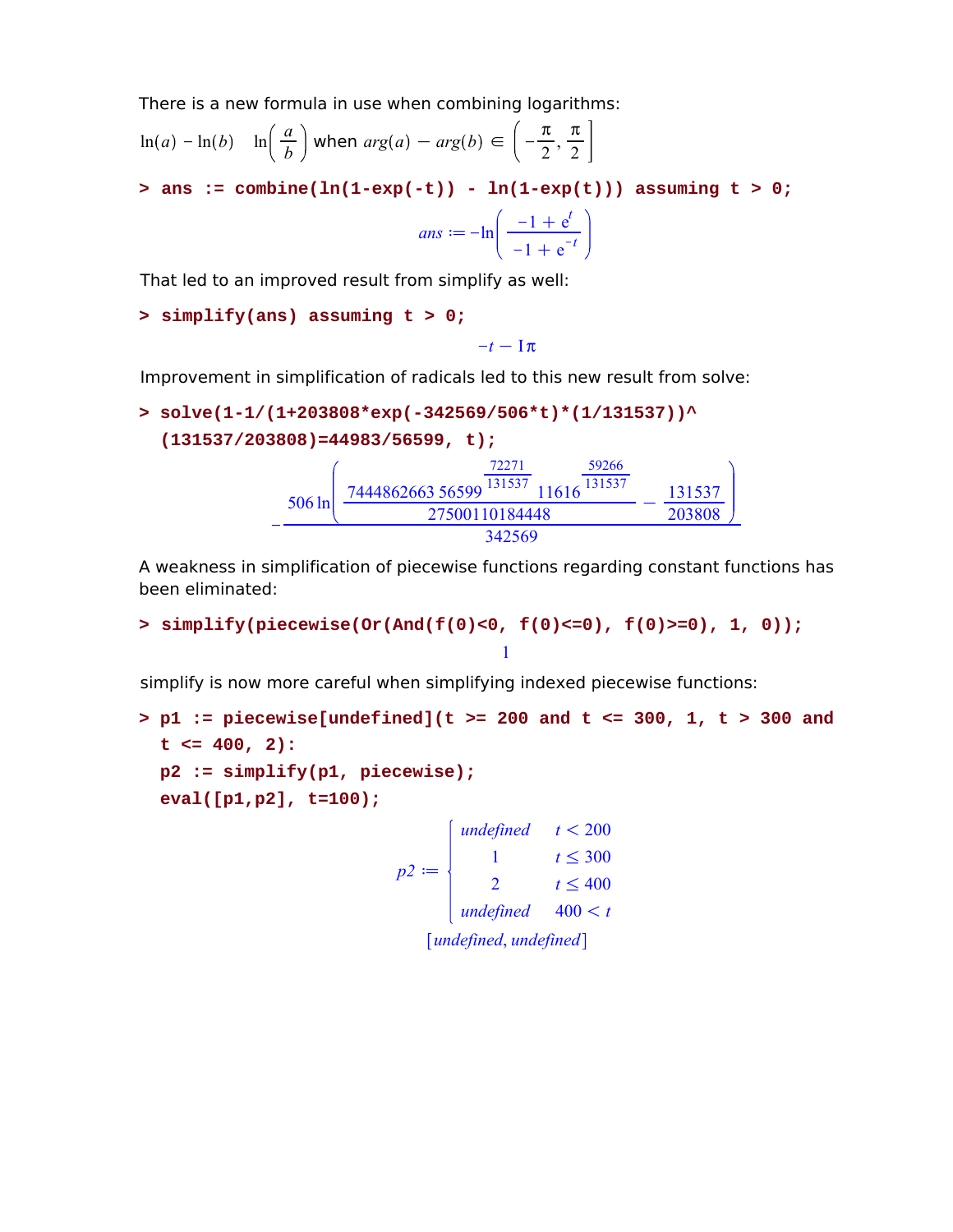There is a new formula in use when combining logarithms:

$\ln(a) - \ln(b) \quad \ln\left(\frac{a}{b}\right)$ when $arg(a) - arg(b) \in \left(-\frac{\pi}{2}, \frac{\pi}{2}\right]$

```
> ans := combine(ln(1-exp(-t)) - ln(1-exp(t))) assuming t > 0;
```

$$ans := -\ln\left(\frac{-1 + e^{t}}{-1 + e^{-t}}\right)$$

That led to an improved result from simplify as well:

```
> simplify(ans) assuming t > 0;
```

$$-t - I\pi$$

Improvement in simplification of radicals led to this new result from solve:

```
> solve(1-1/(1+203808*exp(-342569/506*t)*(1/131537))^
  (131537/203808)=44983/56599, t);
```

$$-\frac{506\ln\left(\frac{7444862663\ 56599^{\frac{72271}{131537}}\ 11616^{\frac{59266}{131537}}}{27500110184448} - \frac{131537}{203808}\right)}{342569}$$

A weakness in simplification of piecewise functions regarding constant functions has been eliminated:

```
> simplify(piecewise(Or(And(f(0)<0, f(0)<=0), f(0)>=0), 1, 0));
```

$$1$$

simplify is now more careful when simplifying indexed piecewise functions:

```
> p1 := piecewise[undefined](t >= 200 and t <= 300, 1, t > 300 and
  t <= 400, 2):
  p2 := simplify(p1, piecewise);
  eval([p1,p2], t=100);
```

$$p2 := \begin{cases} undefined & t < 200 \\ 1 & t \leq 300 \\ 2 & t \leq 400 \\ undefined & 400 < t \end{cases}$$

$$[undefined, undefined]$$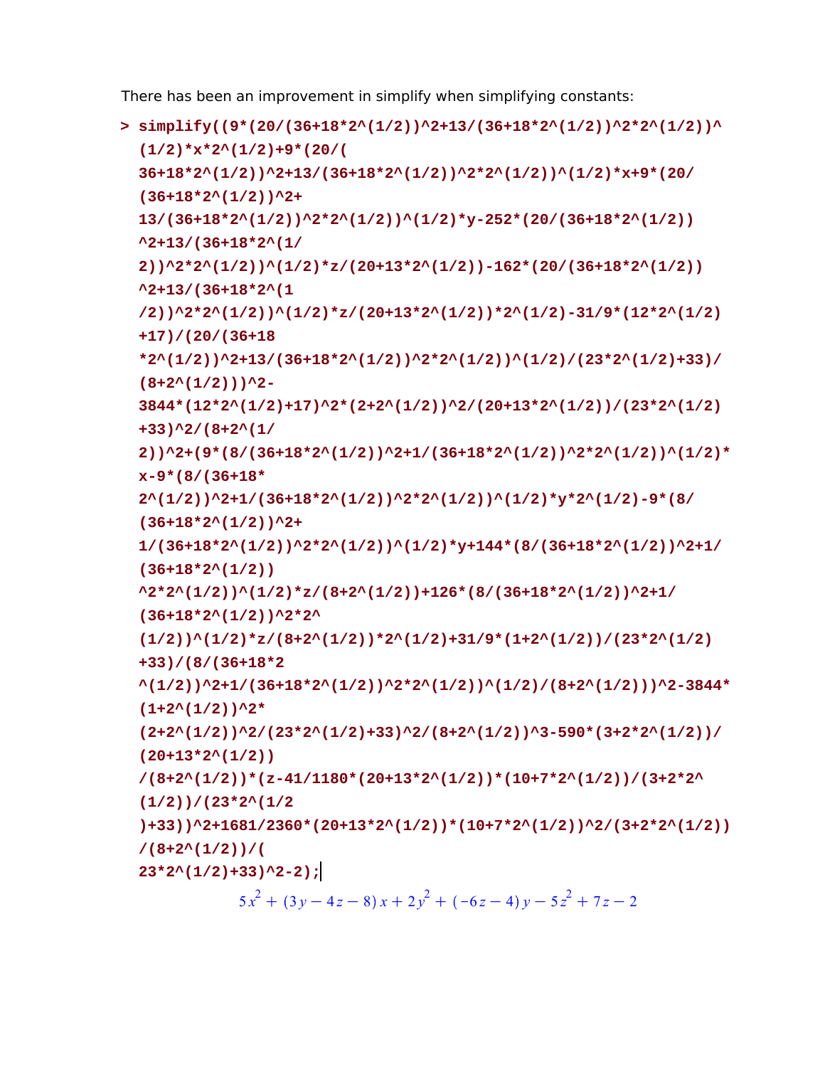There has been an improvement in simplify when simplifying constants:

```
> simplify((9*(20/(36+18*2^(1/2))^2+13/(36+18*2^(1/2))^2*2^(1/2))^
  (1/2)*x*2^(1/2)+9*(20/(
  36+18*2^(1/2))^2+13/(36+18*2^(1/2))^2*2^(1/2))^(1/2)*x+9*(20/
  (36+18*2^(1/2))^2+
  13/(36+18*2^(1/2))^2*2^(1/2))^(1/2)*y-252*(20/(36+18*2^(1/2))
  ^2+13/(36+18*2^(1/
  2))^2*2^(1/2))^(1/2)*z/(20+13*2^(1/2))-162*(20/(36+18*2^(1/2))
  ^2+13/(36+18*2^(1
  /2))^2*2^(1/2))^(1/2)*z/(20+13*2^(1/2))*2^(1/2)-31/9*(12*2^(1/2)
  +17)/(20/(36+18
  *2^(1/2))^2+13/(36+18*2^(1/2))^2*2^(1/2))^(1/2)/(23*2^(1/2)+33)/
  (8+2^(1/2)))^2-
  3844*(12*2^(1/2)+17)^2*(2+2^(1/2))^2/(20+13*2^(1/2))/(23*2^(1/2)
  +33)^2/(8+2^(1/
  2))^2+(9*(8/(36+18*2^(1/2))^2+1/(36+18*2^(1/2))^2*2^(1/2))^(1/2)*
  x-9*(8/(36+18*
  2^(1/2))^2+1/(36+18*2^(1/2))^2*2^(1/2))^(1/2)*y*2^(1/2)-9*(8/
  (36+18*2^(1/2))^2+
  1/(36+18*2^(1/2))^2*2^(1/2))^(1/2)*y+144*(8/(36+18*2^(1/2))^2+1/
  (36+18*2^(1/2))
  ^2*2^(1/2))^(1/2)*z/(8+2^(1/2))+126*(8/(36+18*2^(1/2))^2+1/
  (36+18*2^(1/2))^2*2^
  (1/2))^(1/2)*z/(8+2^(1/2))*2^(1/2)+31/9*(1+2^(1/2))/(23*2^(1/2)
  +33)/(8/(36+18*2
  ^(1/2))^2+1/(36+18*2^(1/2))^2*2^(1/2))^(1/2)/(8+2^(1/2)))^2-3844*
  (1+2^(1/2))^2*
  (2+2^(1/2))^2/(23*2^(1/2)+33)^2/(8+2^(1/2))^3-590*(3+2*2^(1/2))/
  (20+13*2^(1/2))
  /(8+2^(1/2))*(z-41/1180*(20+13*2^(1/2))*(10+7*2^(1/2))/(3+2*2^
  (1/2))/(23*2^(1/2
  )+33))^2+1681/2360*(20+13*2^(1/2))*(10+7*2^(1/2))^2/(3+2*2^(1/2))
  /(8+2^(1/2))/(
  23*2^(1/2)+33)^2-2);
```

$$5x^2 + (3y - 4z - 8)x + 2y^2 + (-6z - 4)y - 5z^2 + 7z - 2$$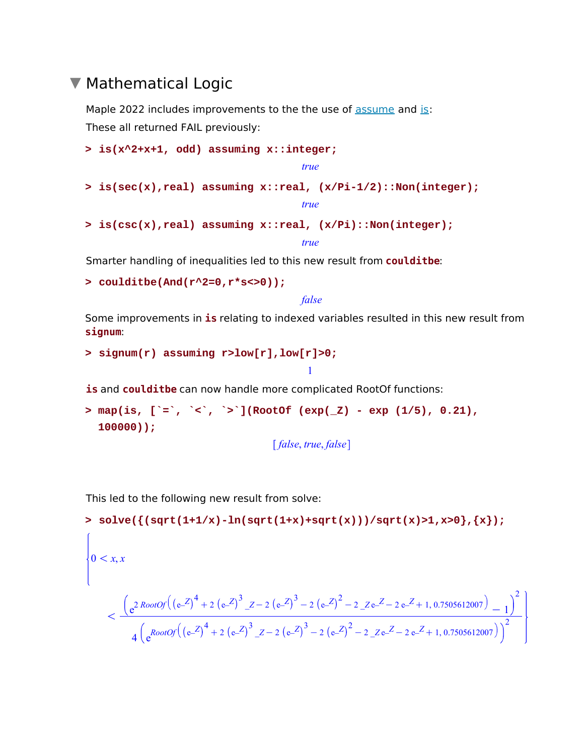# Mathematical Logic

Maple 2022 includes improvements to the the use of assume and is:

These all returned FAIL previously:

```
> is(x^2+x+1, odd) assuming x::integer;
```

$$true$$

```
> is(sec(x),real) assuming x::real, (x/Pi-1/2)::Non(integer);
```

$$true$$

```
> is(csc(x),real) assuming x::real, (x/Pi)::Non(integer);
```

$$true$$

Smarter handling of inequalities led to this new result from **couldntbe**:

```
> coulditbe(And(r^2=0,r*s<>0));
```

$$false$$

Some improvements in **is** relating to indexed variables resulted in this new result from **signum**:

```
> signum(r) assuming r>low[r],low[r]>0;
```

$$1$$

**is** and **coulditbe** can now handle more complicated RootOf functions:

```
> map(is, [`=`, `<`, `>`](RootOf (exp(_Z) - exp (1/5), 0.21),
  100000));
```

$$[false, true, false]$$

This led to the following new result from solve:

```
> solve({(sqrt(1+1/x)-ln(sqrt(1+x)+sqrt(x)))/sqrt(x)>1,x>0},{x});
```

$$\left\{0 < x, x < \frac{\left(e^{2\,RootOf\left(\left(e^{\_Z}\right)^4 + 2\left(e^{\_Z}\right)^3 \_Z - 2\left(e^{\_Z}\right)^3 - 2\left(e^{\_Z}\right)^2 - 2\,\_Z\,e^{\_Z} - 2\,e^{\_Z} + 1,\, 0.7505612007\right)} - 1\right)^2}{4\left(e^{RootOf\left(\left(e^{\_Z}\right)^4 + 2\left(e^{\_Z}\right)^3 \_Z - 2\left(e^{\_Z}\right)^3 - 2\left(e^{\_Z}\right)^2 - 2\,\_Z\,e^{\_Z} - 2\,e^{\_Z} + 1,\, 0.7505612007\right)}\right)^2}\right\}$$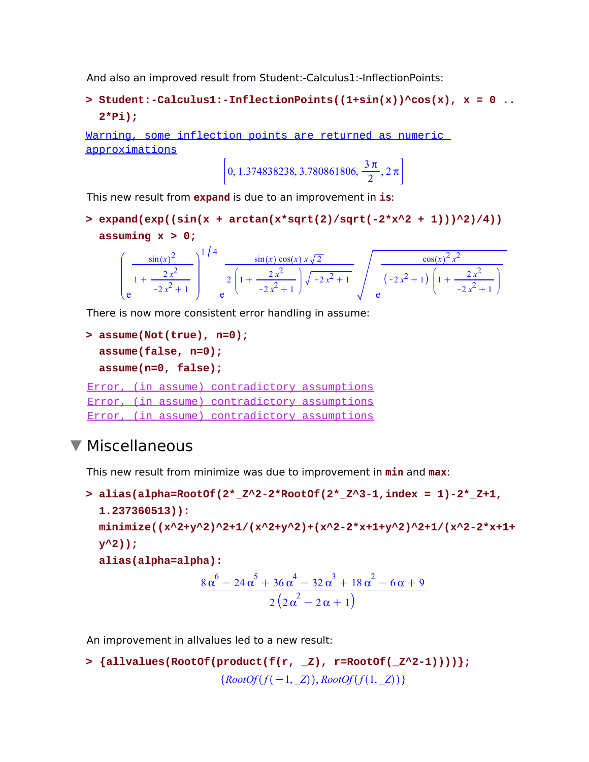And also an improved result from Student:-Calculus1:-InflectionPoints:

```
> Student:-Calculus1:-InflectionPoints((1+sin(x))^cos(x), x = 0 .. 2*Pi);
```

Warning, some inflection points are returned as numeric approximations

$$\left[0, 1.374838238, 3.780861806, \frac{3\pi}{2}, 2\pi\right]$$

This new result from **expand** is due to an improvement in **is**:

```
> expand(exp((sin(x + arctan(x*sqrt(2)/sqrt(-2*x^2 + 1)))^2)/4))
  assuming x > 0;
```

$$\left(e^{\frac{\sin(x)^2}{1+\frac{2x^2}{-2x^2+1}}}\right)^{1/4} e^{\frac{\sin(x)\cos(x)\,x\sqrt{2}}{2\left(1+\frac{2x^2}{-2x^2+1}\right)\sqrt{-2x^2+1}}} \sqrt{e^{\frac{\cos(x)^2 x^2}{\left(-2x^2+1\right)\left(1+\frac{2x^2}{-2x^2+1}\right)}}}$$

There is now more consistent error handling in assume:

```
> assume(Not(true), n=0);
  assume(false, n=0);
  assume(n=0, false);
```

Error, (in assume) contradictory assumptions
Error, (in assume) contradictory assumptions
Error, (in assume) contradictory assumptions

## Miscellaneous

This new result from minimize was due to improvement in **min** and **max**:

```
> alias(alpha=RootOf(2*_Z^2-2*RootOf(2*_Z^3-1,index = 1)-2*_Z+1,
  1.237360513)):
  minimize((x^2+y^2)^2+1/(x^2+y^2)+(x^2-2*x+1+y^2)^2+1/(x^2-2*x+1+
  y^2));
  alias(alpha=alpha):
```

$$\frac{8\alpha^6 - 24\alpha^5 + 36\alpha^4 - 32\alpha^3 + 18\alpha^2 - 6\alpha + 9}{2\left(2\alpha^2 - 2\alpha + 1\right)}$$

An improvement in allvalues led to a new result:

```
> {allvalues(RootOf(product(f(r, _Z), r=RootOf(_Z^2-1))))};
```

$$\{RootOf(f(-1, \_Z)), RootOf(f(1, \_Z))\}$$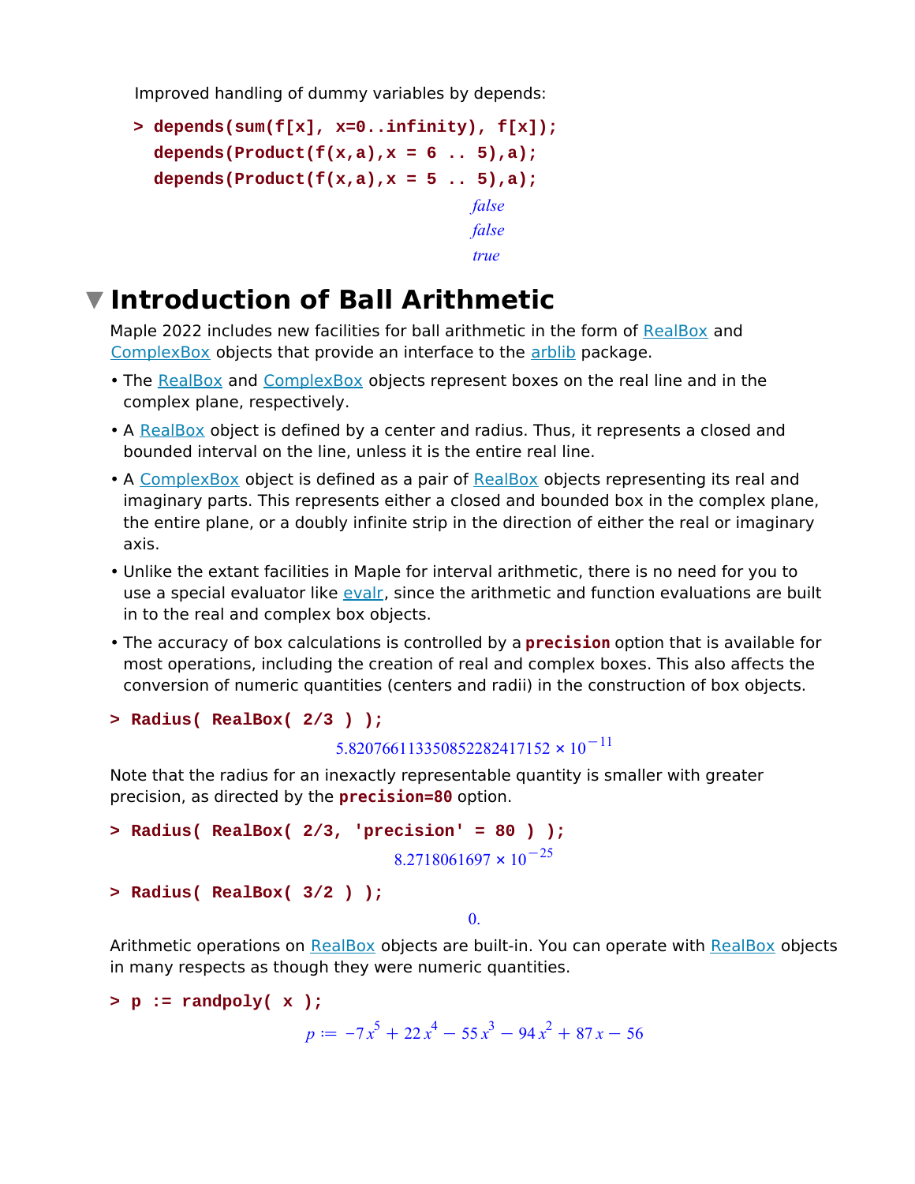Improved handling of dummy variables by depends:

```
> depends(sum(f[x], x=0..infinity), f[x]);
  depends(Product(f(x,a),x = 6 .. 5),a);
  depends(Product(f(x,a),x = 5 .. 5),a);
```

$$false$$
$$false$$
$$true$$

# Introduction of Ball Arithmetic

Maple 2022 includes new facilities for ball arithmetic in the form of RealBox and ComplexBox objects that provide an interface to the arblib package.

- The RealBox and ComplexBox objects represent boxes on the real line and in the complex plane, respectively.
- A RealBox object is defined by a center and radius. Thus, it represents a closed and bounded interval on the line, unless it is the entire real line.
- A ComplexBox object is defined as a pair of RealBox objects representing its real and imaginary parts. This represents either a closed and bounded box in the complex plane, the entire plane, or a doubly infinite strip in the direction of either the real or imaginary axis.
- Unlike the extant facilities in Maple for interval arithmetic, there is no need for you to use a special evaluator like evalr, since the arithmetic and function evaluations are built in to the real and complex box objects.
- The accuracy of box calculations is controlled by a **precision** option that is available for most operations, including the creation of real and complex boxes. This also affects the conversion of numeric quantities (centers and radii) in the construction of box objects.

```
> Radius( RealBox( 2/3 ) );
```

$$5.82076611335085228241715 2 \times 10^{-11}$$

Note that the radius for an inexactly representable quantity is smaller with greater precision, as directed by the **precision=80** option.

```
> Radius( RealBox( 2/3, 'precision' = 80 ) );
```

$$8.2718061697 \times 10^{-25}$$

```
> Radius( RealBox( 3/2 ) );
```

$$0.$$

Arithmetic operations on RealBox objects are built-in. You can operate with RealBox objects in many respects as though they were numeric quantities.

```
> p := randpoly( x );
```

$$p := -7x^5 + 22x^4 - 55x^3 - 94x^2 + 87x - 56$$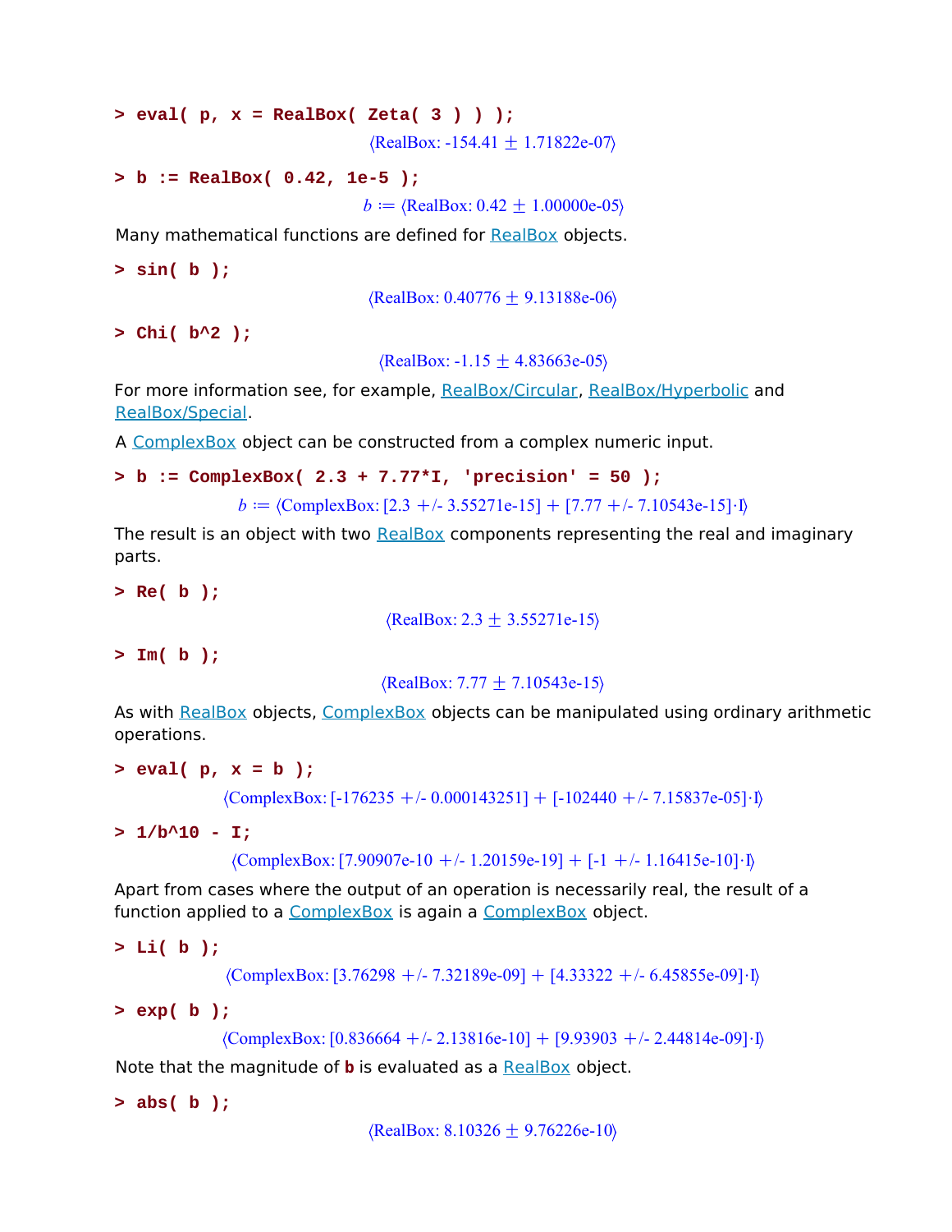```
> eval( p, x = RealBox( Zeta( 3 ) ) );
```

⟨RealBox: -154.41 ± 1.71822e-07⟩

```
> b := RealBox( 0.42, 1e-5 );
```

$b$ ≔ ⟨RealBox: 0.42 ± 1.00000e-05⟩

Many mathematical functions are defined for RealBox objects.

```
> sin( b );
```

⟨RealBox: 0.40776 ± 9.13188e-06⟩

```
> Chi( b^2 );
```

⟨RealBox: -1.15 ± 4.83663e-05⟩

For more information see, for example, RealBox/Circular, RealBox/Hyperbolic and RealBox/Special.

A ComplexBox object can be constructed from a complex numeric input.

```
> b := ComplexBox( 2.3 + 7.77*I, 'precision' = 50 );
```

$b$ ≔ ⟨ComplexBox: [2.3 +/- 3.55271e-15] + [7.77 +/- 7.10543e-15]·I⟩

The result is an object with two RealBox components representing the real and imaginary parts.

```
> Re( b );
```

⟨RealBox: 2.3 ± 3.55271e-15⟩

```
> Im( b );
```

⟨RealBox: 7.77 ± 7.10543e-15⟩

As with RealBox objects, ComplexBox objects can be manipulated using ordinary arithmetic operations.

```
> eval( p, x = b );
```

⟨ComplexBox: [-176235 +/- 0.000143251] + [-102440 +/- 7.15837e-05]·I⟩

```
> 1/b^10 - I;
```

⟨ComplexBox: [7.90907e-10 +/- 1.20159e-19] + [-1 +/- 1.16415e-10]·I⟩

Apart from cases where the output of an operation is necessarily real, the result of a function applied to a ComplexBox is again a ComplexBox object.

```
> Li( b );
```

⟨ComplexBox: [3.76298 +/- 7.32189e-09] + [4.33322 +/- 6.45855e-09]·I⟩

```
> exp( b );
```

⟨ComplexBox: [0.836664 +/- 2.13816e-10] + [9.93903 +/- 2.44814e-09]·I⟩

Note that the magnitude of **b** is evaluated as a RealBox object.

```
> abs( b );
```

⟨RealBox: 8.10326 ± 9.76226e-10⟩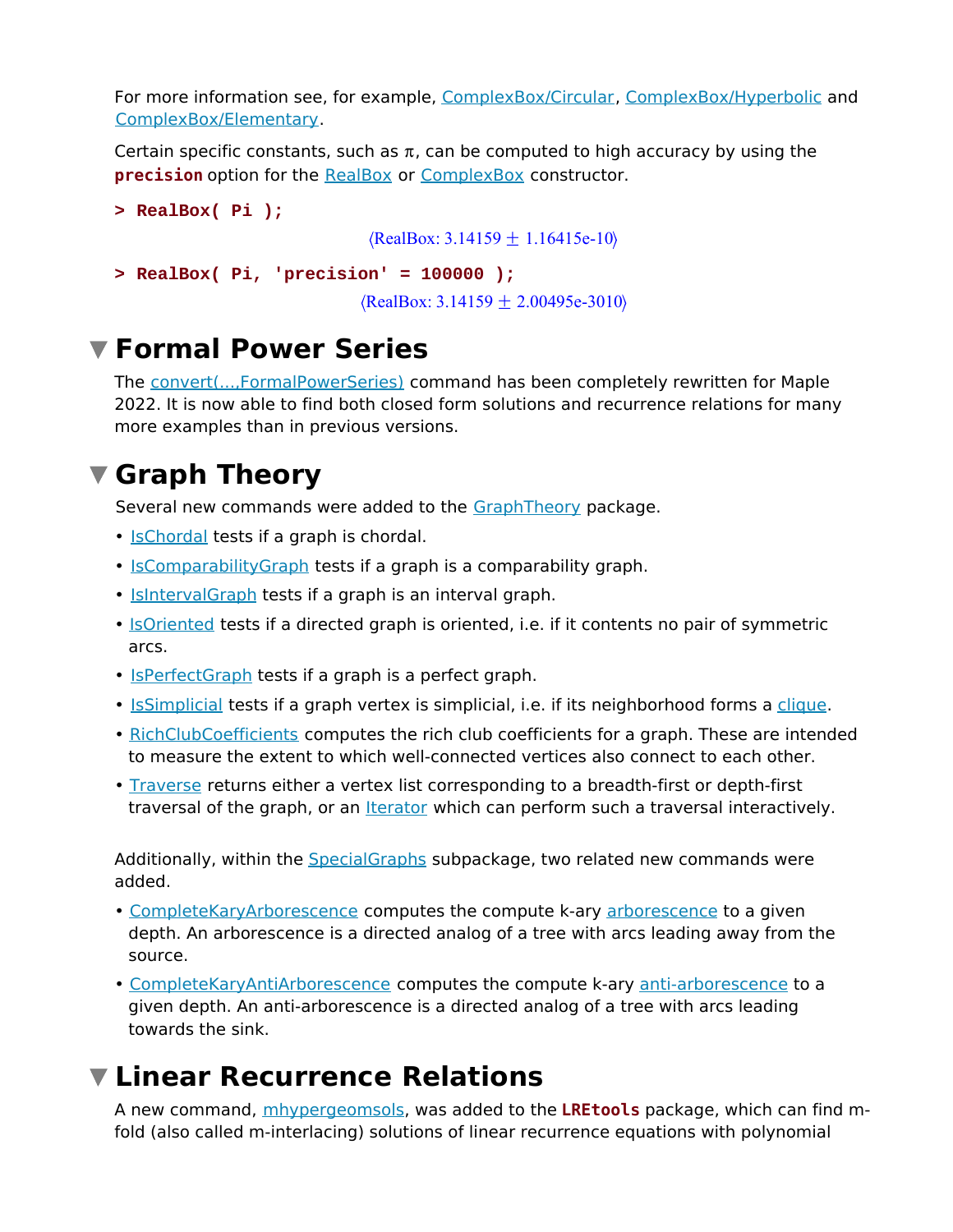For more information see, for example, ComplexBox/Circular, ComplexBox/Hyperbolic and ComplexBox/Elementary.

Certain specific constants, such as π, can be computed to high accuracy by using the **precision** option for the RealBox or ComplexBox constructor.

```
> RealBox( Pi );
```

⟨RealBox: 3.14159 ± 1.16415e-10⟩

```
> RealBox( Pi, 'precision' = 100000 );
```

⟨RealBox: 3.14159 ± 2.00495e-3010⟩

## Formal Power Series

The convert(...,FormalPowerSeries) command has been completely rewritten for Maple 2022. It is now able to find both closed form solutions and recurrence relations for many more examples than in previous versions.

## Graph Theory

Several new commands were added to the GraphTheory package.

- IsChordal tests if a graph is chordal.
- IsComparabilityGraph tests if a graph is a comparability graph.
- IsIntervalGraph tests if a graph is an interval graph.
- IsOriented tests if a directed graph is oriented, i.e. if it contents no pair of symmetric arcs.
- IsPerfectGraph tests if a graph is a perfect graph.
- IsSimplicial tests if a graph vertex is simplicial, i.e. if its neighborhood forms a clique.
- RichClubCoefficients computes the rich club coefficients for a graph. These are intended to measure the extent to which well-connected vertices also connect to each other.
- Traverse returns either a vertex list corresponding to a breadth-first or depth-first traversal of the graph, or an Iterator which can perform such a traversal interactively.

Additionally, within the SpecialGraphs subpackage, two related new commands were added.

- CompleteKaryArborescence computes the compute k-ary arborescence to a given depth. An arborescence is a directed analog of a tree with arcs leading away from the source.
- CompleteKaryAntiArborescence computes the compute k-ary anti-arborescence to a given depth. An anti-arborescence is a directed analog of a tree with arcs leading towards the sink.

## Linear Recurrence Relations

A new command, mhypergeomsols, was added to the **LREtools** package, which can find m-fold (also called m-interlacing) solutions of linear recurrence equations with polynomial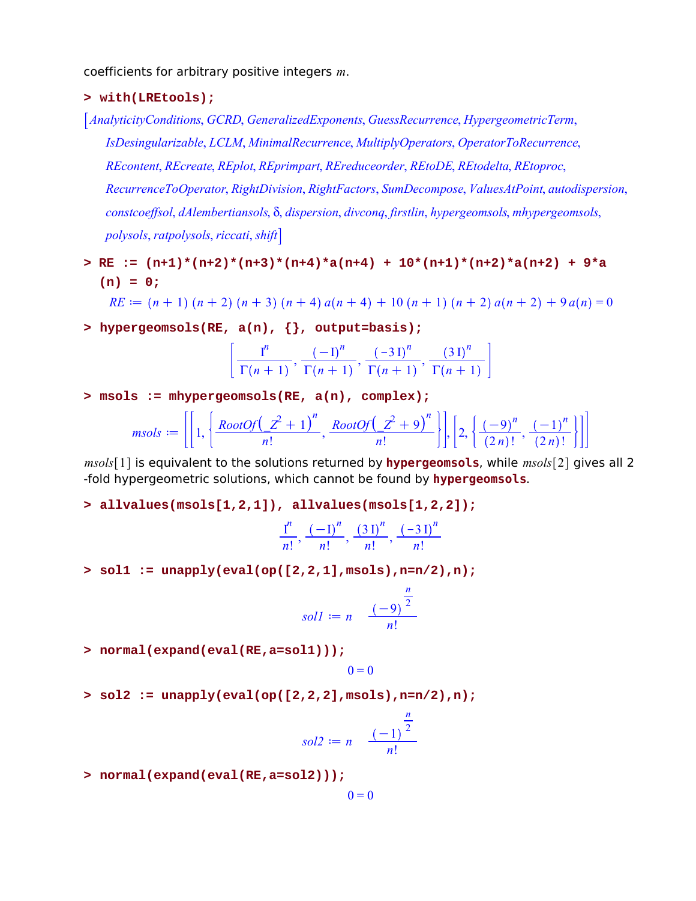coefficients for arbitrary positive integers $m$.

```
> with(LREtools);
```

$$\left[AnalyticityConditions, GCRD, GeneralizedExponents, GuessRecurrence, HypergeometricTerm, IsDesingularizable, LCLM, MinimalRecurrence, MultiplyOperators, OperatorToRecurrence, REcontent, REcreate, REplot, REprimpart, REreduceorder, REtoDE, REtodelta, REtoproc, RecurrenceToOperator, RightDivision, RightFactors, SumDecompose, ValuesAtPoint, autodispersion, constcoeffsol, dAlembertiansols, \delta, dispersion, divconq, firstlin, hypergeomsols, mhypergeomsols, polysols, ratpolysols, riccati, shift\right]$$

```
> RE := (n+1)*(n+2)*(n+3)*(n+4)*a(n+4) + 10*(n+1)*(n+2)*a(n+2) + 9*a(n) = 0;
```

$$RE := (n+1)\,(n+2)\,(n+3)\,(n+4)\,a(n+4) + 10\,(n+1)\,(n+2)\,a(n+2) + 9\,a(n) = 0$$

```
> hypergeomsols(RE, a(n), {}, output=basis);
```

$$\left[\frac{\mathrm{I}^n}{\Gamma(n+1)}, \frac{(-\mathrm{I})^n}{\Gamma(n+1)}, \frac{(-3\,\mathrm{I})^n}{\Gamma(n+1)}, \frac{(3\,\mathrm{I})^n}{\Gamma(n+1)}\right]$$

```
> msols := mhypergeomsols(RE, a(n), complex);
```

$$msols := \left[\left[1, \left\{\frac{RootOf\left(\_Z^2+1\right)^n}{n!}, \frac{RootOf\left(\_Z^2+9\right)^n}{n!}\right\}\right], \left[2, \left\{\frac{(-9)^n}{(2\,n)!}, \frac{(-1)^n}{(2\,n)!}\right\}\right]\right]$$

$msols[1]$ is equivalent to the solutions returned by **hypergeomsols**, while $msols[2]$ gives all 2-fold hypergeometric solutions, which cannot be found by **hypergeomsols**.

```
> allvalues(msols[1,2,1]), allvalues(msols[1,2,2]);
```

$$\frac{\mathrm{I}^n}{n!}, \frac{(-\mathrm{I})^n}{n!}, \frac{(3\,\mathrm{I})^n}{n!}, \frac{(-3\,\mathrm{I})^n}{n!}$$

```
> sol1 := unapply(eval(op([2,2,1],msols),n=n/2),n);
```

$$sol1 := n \mapsto \frac{(-9)^{\frac{n}{2}}}{n!}$$

```
> normal(expand(eval(RE,a=sol1)));
```

$$0 = 0$$

```
> sol2 := unapply(eval(op([2,2,2],msols),n=n/2),n);
```

$$sol2 := n \mapsto \frac{(-1)^{\frac{n}{2}}}{n!}$$

```
> normal(expand(eval(RE,a=sol2)));
```

$$0 = 0$$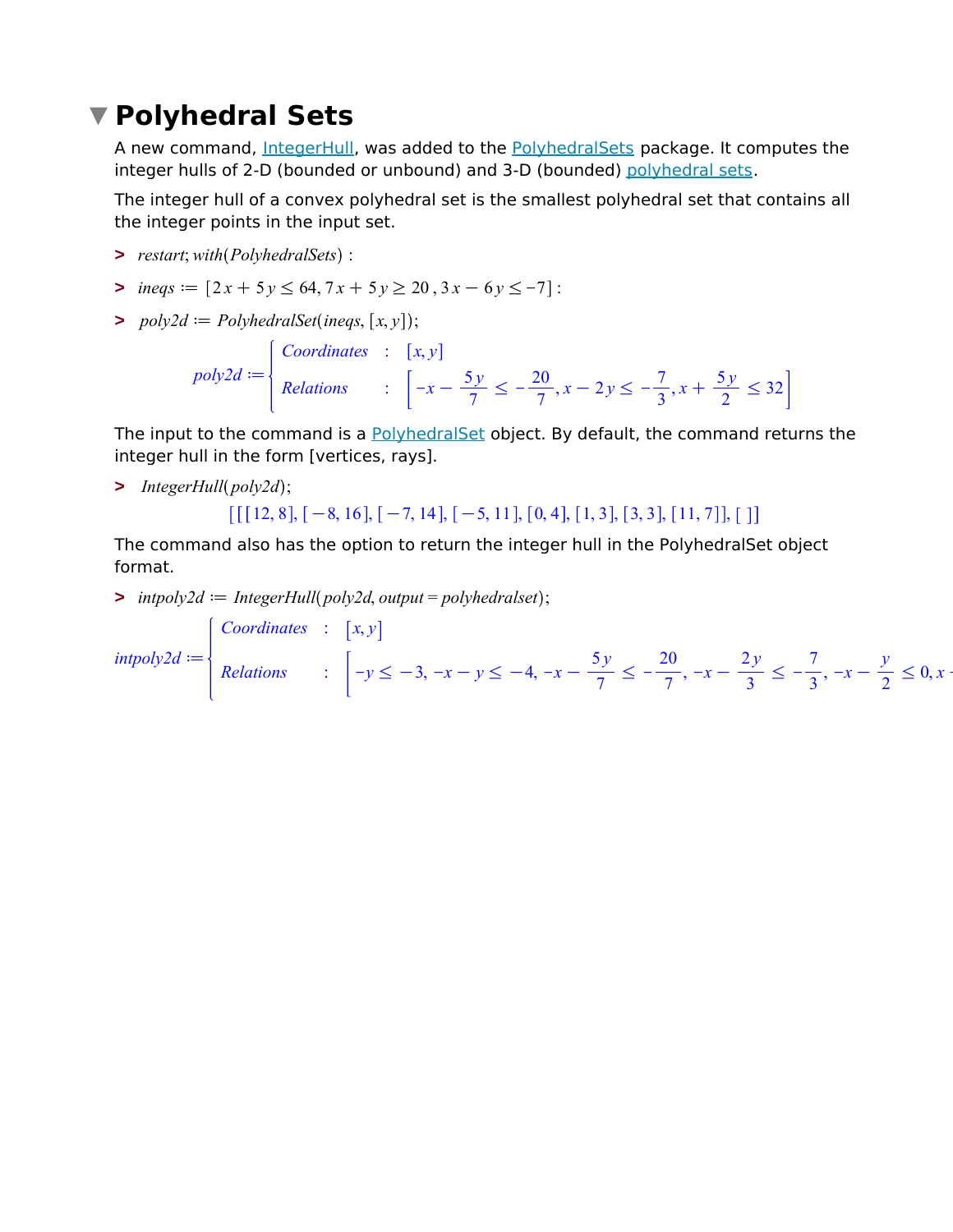# Polyhedral Sets

A new command, IntegerHull, was added to the PolyhedralSets package. It computes the integer hulls of 2-D (bounded or unbound) and 3-D (bounded) polyhedral sets.

The integer hull of a convex polyhedral set is the smallest polyhedral set that contains all the integer points in the input set.

```
> restart; with(PolyhedralSets) :
```

```
> ineqs := [2 x + 5 y ≤ 64, 7 x + 5 y ≥ 20 , 3 x − 6 y ≤ −7] :
```

```
> poly2d := PolyhedralSet(ineqs, [x, y]);
```

$$poly2d := \begin{cases} \text{Coordinates} & : \quad [x, y] \\ \text{Relations} & : \quad \left[-x - \frac{5\,y}{7} \leq -\frac{20}{7}, x - 2\,y \leq -\frac{7}{3}, x + \frac{5\,y}{2} \leq 32\right] \end{cases}$$

The input to the command is a PolyhedralSet object. By default, the command returns the integer hull in the form [vertices, rays].

```
> IntegerHull(poly2d);
```

$$[[[12, 8], [-8, 16], [-7, 14], [-5, 11], [0, 4], [1, 3], [3, 3], [11, 7]], [\,]]$$

The command also has the option to return the integer hull in the PolyhedralSet object format.

```
> intpoly2d := IntegerHull(poly2d, output = polyhedralset);
```

$$intpoly2d := \begin{cases} \text{Coordinates} & : \quad [x, y] \\ \text{Relations} & : \quad \left[-y \leq -3, -x - y \leq -4, -x - \frac{5\,y}{7} \leq -\frac{20}{7}, -x - \frac{2\,y}{3} \leq -\frac{7}{3}, -x - \frac{y}{2} \leq 0, x \right. \end{cases}$$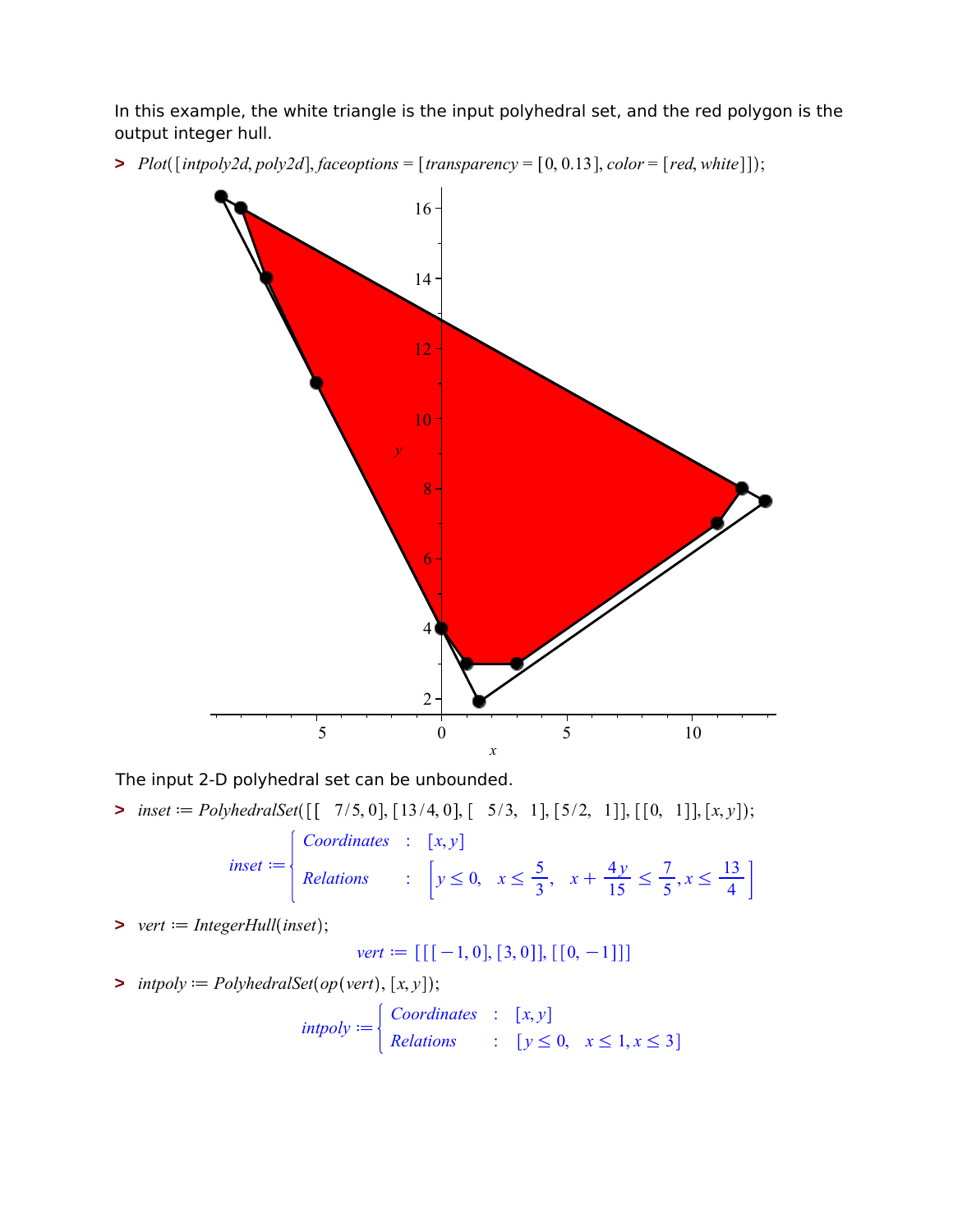In this example, the white triangle is the input polyhedral set, and the red polygon is the output integer hull.

```
> Plot([intpoly2d, poly2d], faceoptions = [transparency = [0, 0.13], color = [red, white]]);
```

The input 2-D polyhedral set can be unbounded.

```
> inset := PolyhedralSet([[ 7/5, 0], [13/4, 0], [ 5/3, 1], [5/2, 1]], [[0, 1]], [x, y]);
```

$$inset := \begin{cases} Coordinates & : \quad [x, y] \\ Relations & : \quad \left[ y \le 0, \quad x \le \frac{5}{3}, \quad x + \frac{4y}{15} \le \frac{7}{5}, x \le \frac{13}{4} \right] \end{cases}$$

```
> vert := IntegerHull(inset);
```

$$vert := [[[-1, 0], [3, 0]], [[0, -1]]]$$

```
> intpoly := PolyhedralSet(op(vert), [x, y]);
```

$$intpoly := \begin{cases} Coordinates & : \quad [x, y] \\ Relations & : \quad [y \le 0, \quad x \le 1, x \le 3] \end{cases}$$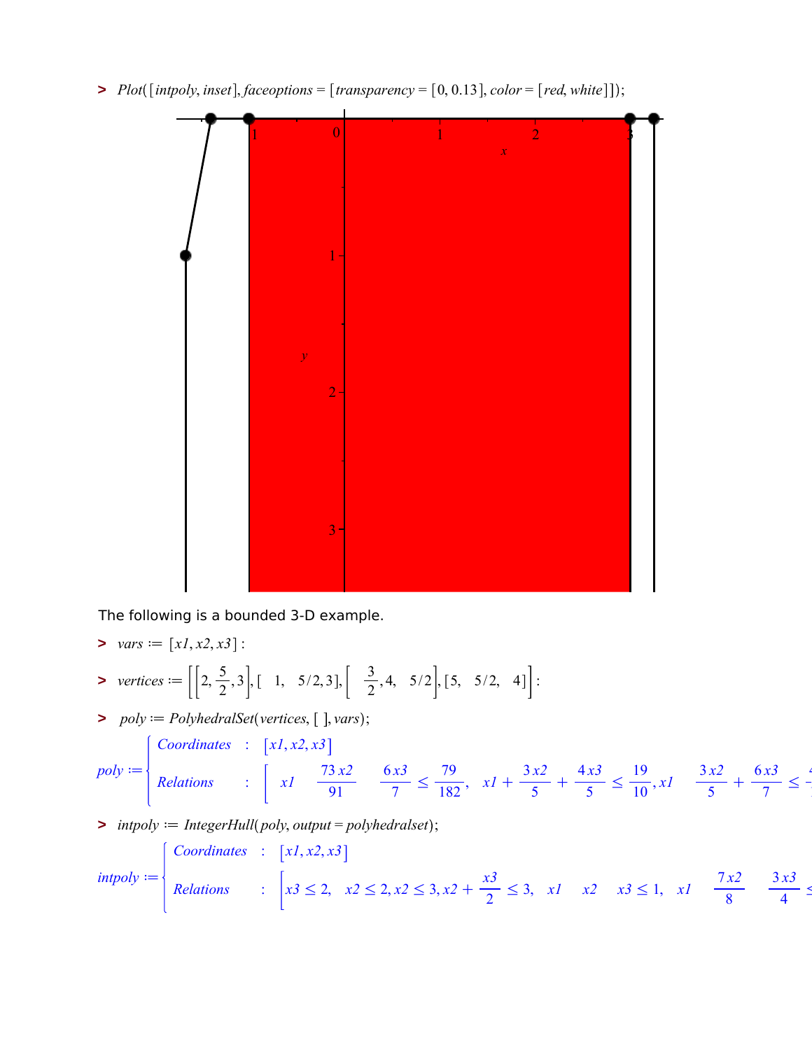> $Plot([intpoly, inset], faceoptions = [transparency = [0, 0.13], color = [red, white]]);$

The following is a bounded 3-D example.

> $vars := [x1, x2, x3]$ :

> $vertices := \left[\left[2, \frac{5}{2}, 3\right], [\ \ 1,\ \ 5/2, 3], \left[\ \ \frac{3}{2}, 4,\ \ 5/2\right], [5,\ \ 5/2,\ \ 4]\right]$ :

> $poly := PolyhedralSet(vertices, [\ ], vars);$

$$poly := \begin{cases} Coordinates & : \ [x1, x2, x3] \\ Relations & : \ \left[\ \ x1 \quad \frac{73\,x2}{91} \quad \frac{6\,x3}{7} \leq \frac{79}{182},\ \ x1 + \frac{3\,x2}{5} + \frac{4\,x3}{5} \leq \frac{19}{10}, x1 \quad \frac{3\,x2}{5} + \frac{6\,x3}{7} \leq \right. \end{cases}$$

> $intpoly := IntegerHull(poly, output = polyhedralset);$

$$intpoly := \begin{cases} Coordinates & : \ [x1, x2, x3] \\ Relations & : \ \left[x3 \leq 2,\ \ x2 \leq 2, x2 \leq 3, x2 + \frac{x3}{2} \leq 3,\ \ x1 \quad x2 \quad x3 \leq 1,\ \ x1 \quad \frac{7\,x2}{8} \quad \frac{3\,x3}{4} \leq \right. \end{cases}$$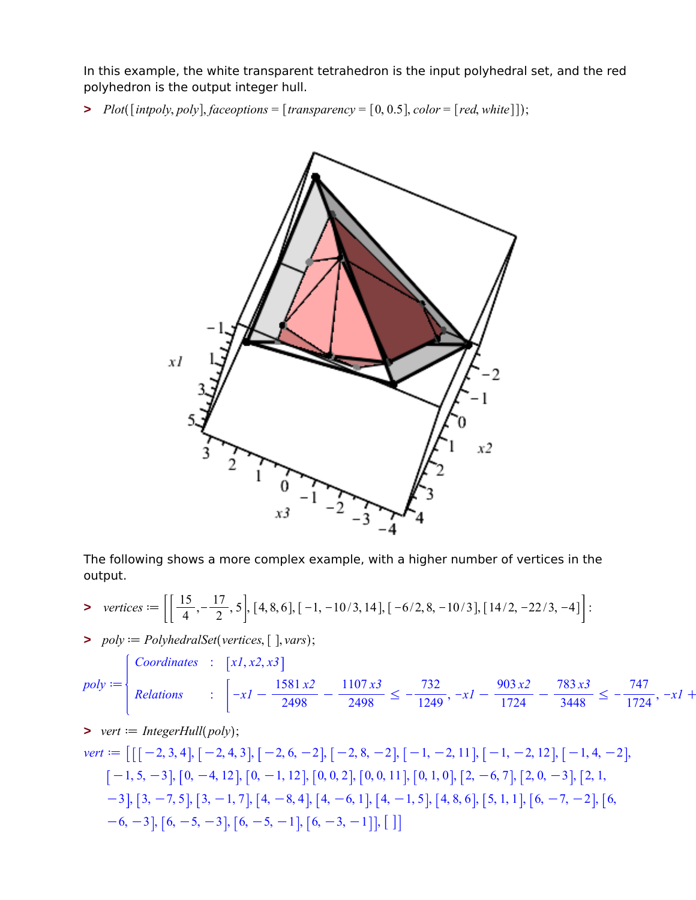In this example, the white transparent tetrahedron is the input polyhedral set, and the red polyhedron is the output integer hull.

```
> Plot([intpoly, poly], faceoptions = [transparency = [0, 0.5], color = [red, white]]);
```

The following shows a more complex example, with a higher number of vertices in the output.

```
> vertices := [[15/4, -17/2, 5], [4, 8, 6], [-1, -10/3, 14], [-6/2, 8, -10/3], [14/2, -22/3, -4]]:
```

```
> poly := PolyhedralSet(vertices, [ ], vars);
```

$$poly := \begin{cases} \text{Coordinates} & : \quad [x1, x2, x3] \\ \text{Relations} & : \quad \left[ -x1 - \frac{1581\,x2}{2498} - \frac{1107\,x3}{2498} \le -\frac{732}{1249},\ -x1 - \frac{903\,x2}{1724} - \frac{783\,x3}{3448} \le -\frac{747}{1724},\ -x1 + \right. \end{cases}$$

```
> vert := IntegerHull(poly);
```

$vert := [[[-2, 3, 4], [-2, 4, 3], [-2, 6, -2], [-2, 8, -2], [-1, -2, 11], [-1, -2, 12], [-1, 4, -2], [-1, 5, -3], [0, -4, 12], [0, -1, 12], [0, 0, 2], [0, 0, 11], [0, 1, 0], [2, -6, 7], [2, 0, -3], [2, 1, -3], [3, -7, 5], [3, -1, 7], [4, -8, 4], [4, -6, 1], [4, -1, 5], [4, 8, 6], [5, 1, 1], [6, -7, -2], [6, -6, -3], [6, -5, -3], [6, -5, -1], [6, -3, -1]], [\,]]$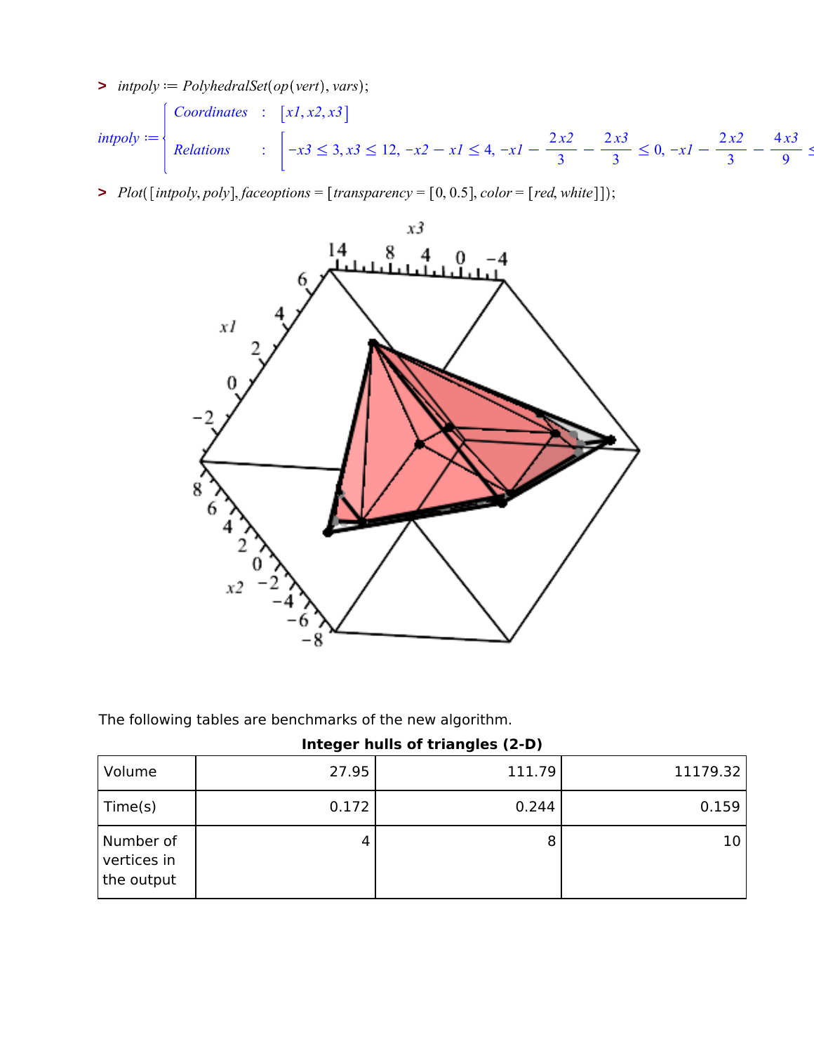> *intpoly* := *PolyhedralSet*(*op*(*vert*), *vars*);

$$intpoly := \begin{cases} Coordinates & : \ [x1, x2, x3] \\ Relations & : \ \left[-x3 \leq 3, x3 \leq 12, -x2 - x1 \leq 4, -x1 - \frac{2\,x2}{3} - \frac{2\,x3}{3} \leq 0, -x1 - \frac{2\,x2}{3} - \frac{4\,x3}{9} \leq \right. \end{cases}$$

> *Plot*([*intpoly*, *poly*], *faceoptions* = [*transparency* = [0, 0.5], *color* = [*red*, *white*]]);

The following tables are benchmarks of the new algorithm.

**Integer hulls of triangles (2-D)**

| Volume | 27.95 | 111.79 | 11179.32 |
|---|---|---|---|
| Time(s) | 0.172 | 0.244 | 0.159 |
| Number of vertices in the output | 4 | 8 | 10 |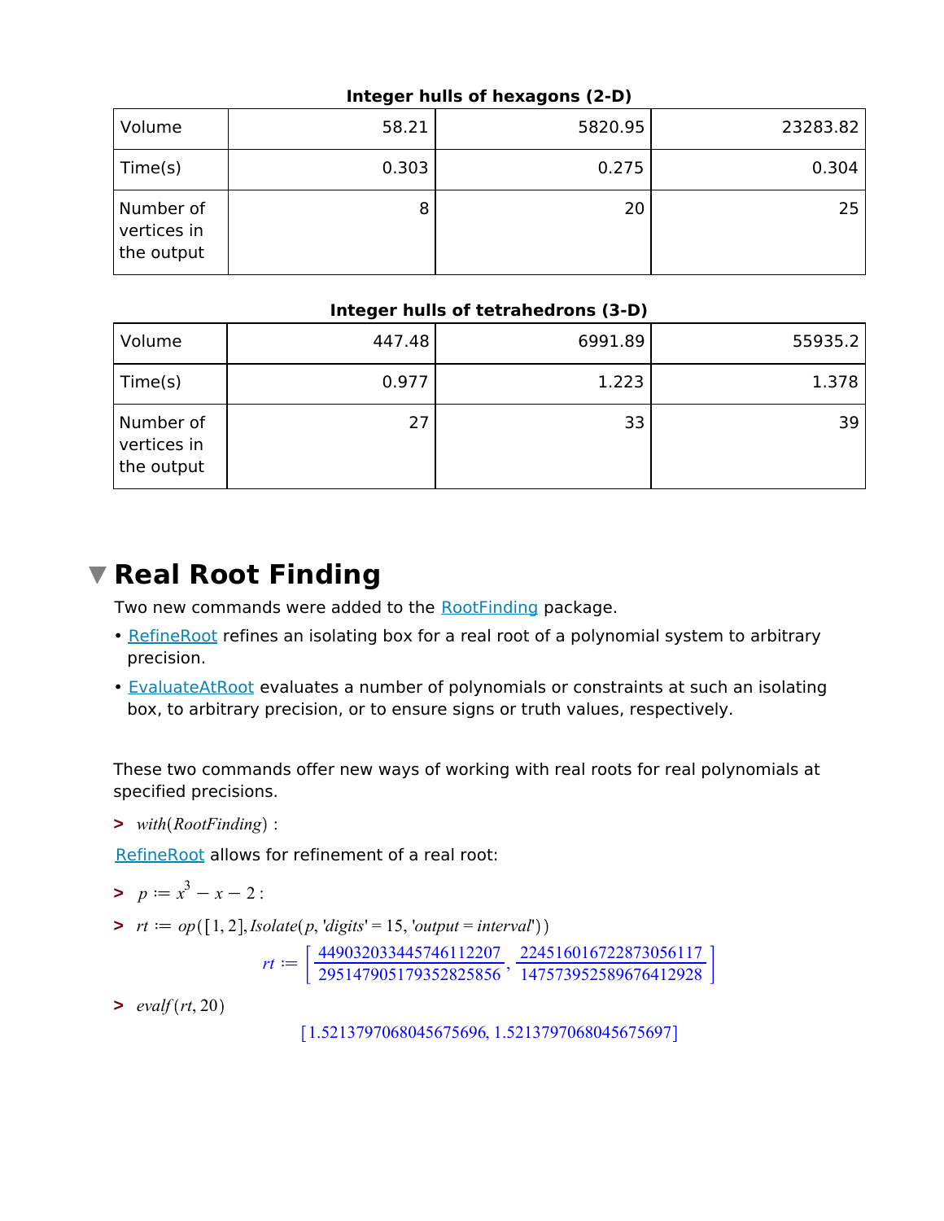**Integer hulls of hexagons (2-D)**

| Volume | 58.21 | 5820.95 | 23283.82 |
|---|---|---|---|
| Time(s) | 0.303 | 0.275 | 0.304 |
| Number of vertices in the output | 8 | 20 | 25 |

**Integer hulls of tetrahedrons (3-D)**

| Volume | 447.48 | 6991.89 | 55935.2 |
|---|---|---|---|
| Time(s) | 0.977 | 1.223 | 1.378 |
| Number of vertices in the output | 27 | 33 | 39 |

# Real Root Finding

Two new commands were added to the RootFinding package.

- RefineRoot refines an isolating box for a real root of a polynomial system to arbitrary precision.
- EvaluateAtRoot evaluates a number of polynomials or constraints at such an isolating box, to arbitrary precision, or to ensure signs or truth values, respectively.

These two commands offer new ways of working with real roots for real polynomials at specified precisions.

> $with(RootFinding)$ :

RefineRoot allows for refinement of a real root:

> $p := x^3 - x - 2$ :

> $rt := op([1, 2], Isolate(p, 'digits' = 15, 'output = interval'))$

$$rt := \left[\frac{4490320334457461122 07}{2951479051793528258 56}, \frac{2245160167228730561 17}{1475739525896764129 28}\right]$$

> $evalf(rt, 20)$

$$[1.5213797068045675696, 1.5213797068045675697]$$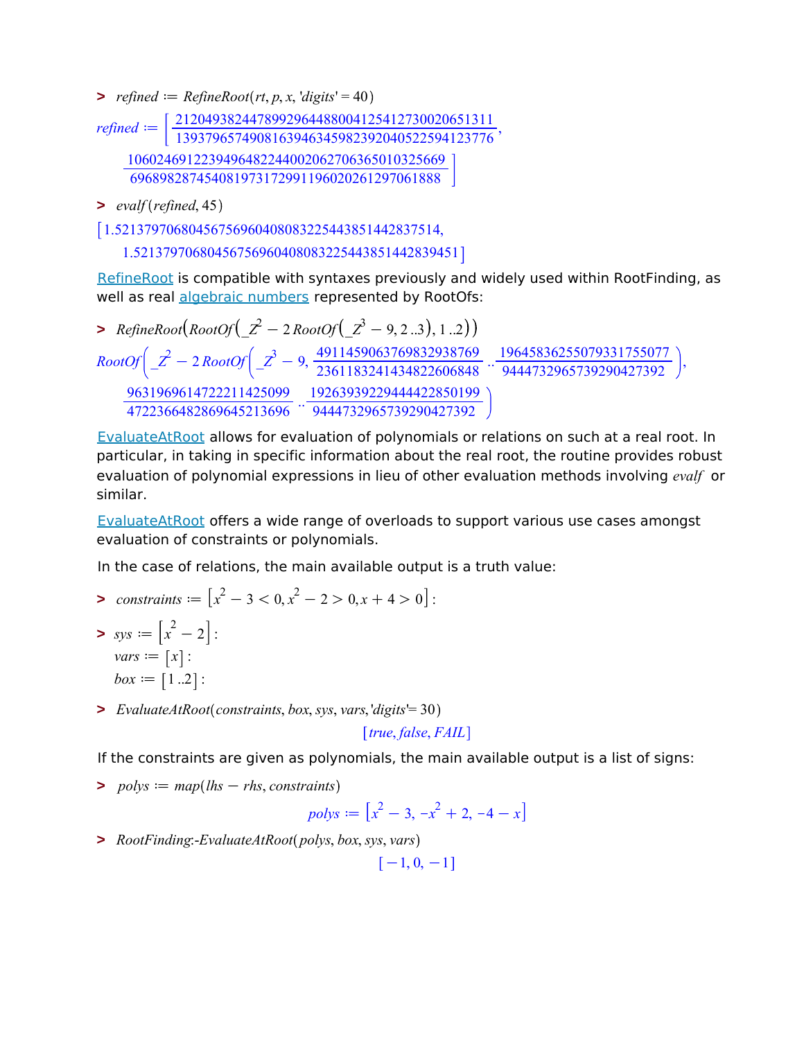> $refined := RefineRoot(rt, p, x, 'digits' = 40)$

$$refined := \left[\frac{2120493824478992964488004125412730020651311}{1393796574908163946345982392040522594123776}, \frac{1060246912239496482244002062706365010325669}{696898287454081973172991196020261297061888}\right]$$

> $evalf(refined, 45)$

$$[1.52137970680456756960408083225443851442837514, 1.52137970680456756960408083225443851442839451]$$

RefineRoot is compatible with syntaxes previously and widely used within RootFinding, as well as real algebraic numbers represented by RootOfs:

> $RefineRoot\left(RootOf\left(\_Z^2 - 2\,RootOf\left(\_Z^3 - 9, 2\,..3\right), 1\,..2\right)\right)$

$$RootOf\left(\_Z^2 - 2\,RootOf\left(\_Z^3 - 9, \frac{4911459063769832938769}{2361183241434822606848} .. \frac{19645836255079331755077}{9444732965739290427392}\right), \frac{9631969614722211425099}{4722366482869645213696} .. \frac{19263939229444422850199}{9444732965739290427392}\right)$$

EvaluateAtRoot allows for evaluation of polynomials or relations on such at a real root. In particular, in taking in specific information about the real root, the routine provides robust evaluation of polynomial expressions in lieu of other evaluation methods involving *evalf* or similar.

EvaluateAtRoot offers a wide range of overloads to support various use cases amongst evaluation of constraints or polynomials.

In the case of relations, the main available output is a truth value:

> $constraints := \left[x^2 - 3 < 0, x^2 - 2 > 0, x + 4 > 0\right]:$

> $sys := \left[x^2 - 2\right]:$
$vars := [x]:$
$box := [1\,..2]:$

> $EvaluateAtRoot(constraints, box, sys, vars, 'digits' = 30)$

$$[true, false, FAIL]$$

If the constraints are given as polynomials, the main available output is a list of signs:

> $polys := map(lhs - rhs, constraints)$

$$polys := \left[x^2 - 3, -x^2 + 2, -4 - x\right]$$

> $RootFinding\text{:-}EvaluateAtRoot(polys, box, sys, vars)$

$$[-1, 0, -1]$$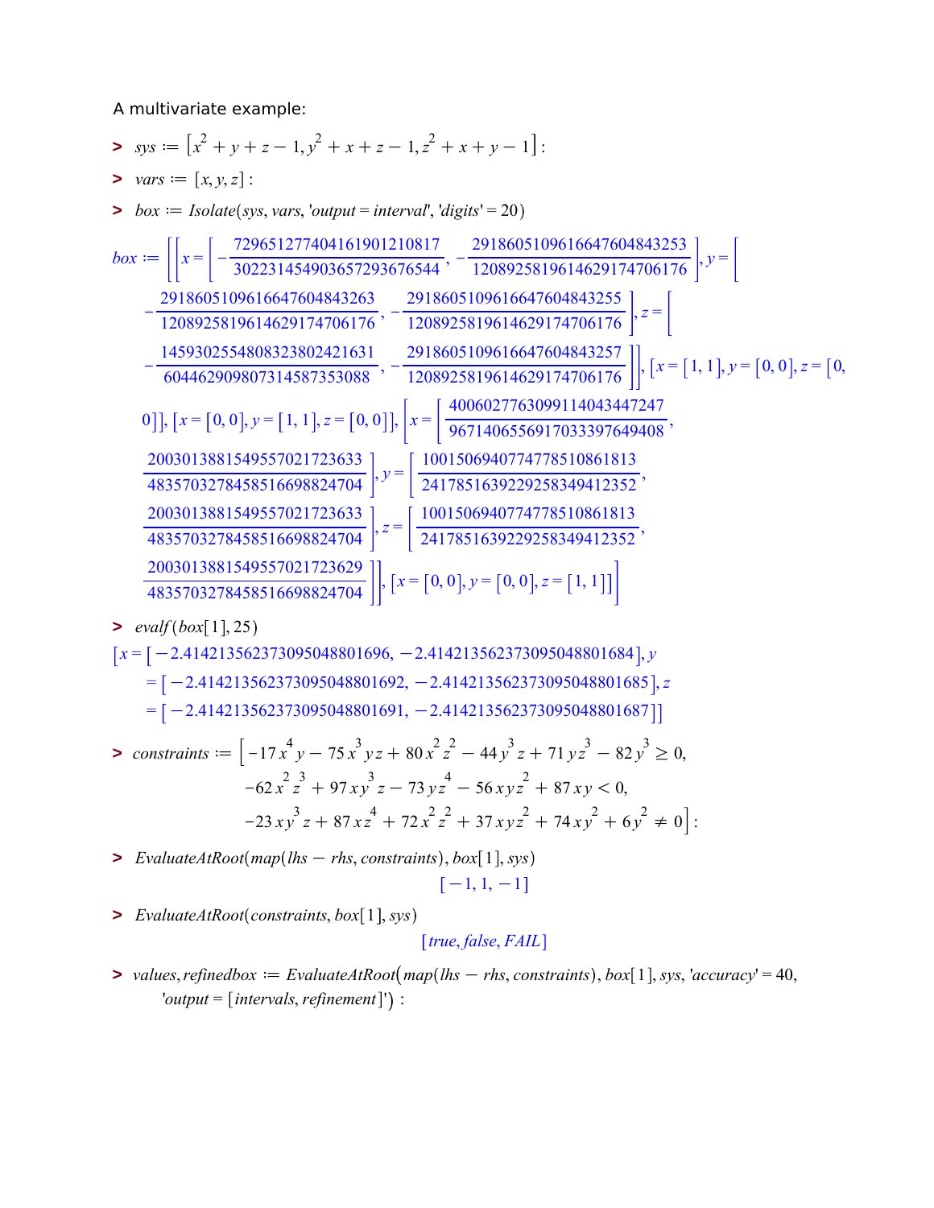A multivariate example:

```
> sys := [x^2 + y + z - 1, y^2 + x + z - 1, z^2 + x + y - 1]:
> vars := [x, y, z]:
> box := Isolate(sys, vars, 'output = interval', 'digits' = 20)
```

$$box := \left[\left[x = \left[-\frac{7296512774041619012108 17}{302231454903657293676544}, -\frac{29186051096166476048432 53}{12089258196146291747061 76}\right], y = \left[-\frac{29186051096166476048432 63}{12089258196146291747061 76}, -\frac{29186051096166476048432 55}{12089258196146291747061 76}\right], z = \left[-\frac{14593025548083238024216 31}{604462909807314587353088}, -\frac{29186051096166476048432 57}{12089258196146291747061 76}\right]\right], [x = [1, 1], y = [0, 0], z = [0, 0]], [x = [0, 0], y = [1, 1], z = [0, 0]], \left[x = \left[\frac{400602776309911404344 7247}{967140655691703339764 9408}, \frac{200301388154955702172 3633}{483570327845851669882 4704}\right], y = \left[\frac{100150694077477851086 1813}{241785163922925834941 2352}, \frac{200301388154955702172 3633}{483570327845851669882 4704}\right], z = \left[\frac{100150694077477851086 1813}{241785163922925834941 2352}, \frac{200301388154955702172 3629}{483570327845851669882 4704}\right]\right], [x = [0, 0], y = [0, 0], z = [1, 1]]\right]$$

```
> evalf(box[1], 25)
```

$$[x = [-2.414213562373095048801696, -2.414213562373095048801684], y = [-2.414213562373095048801692, -2.414213562373095048801685], z = [-2.414213562373095048801691, -2.414213562373095048801687]]$$

```
> constraints := [-17x^4 y - 75x^3 yz + 80x^2 z^2 - 44y^3 z + 71yz^3 - 82y^3 >= 0,
      -62x^2 z^3 + 97xy^3 z - 73yz^4 - 56xyz^2 + 87xy < 0,
      -23xy^3 z + 87xz^4 + 72x^2 z^2 + 37xyz^2 + 74xy^2 + 6y^2 <> 0]:
> EvaluateAtRoot(map(lhs - rhs, constraints), box[1], sys)
```

$$[-1, 1, -1]$$

```
> EvaluateAtRoot(constraints, box[1], sys)
```

$$[true, false, FAIL]$$

```
> values, refinedbox := EvaluateAtRoot(map(lhs - rhs, constraints), box[1], sys, 'accuracy' = 40,
      'output = [intervals, refinement]'):
```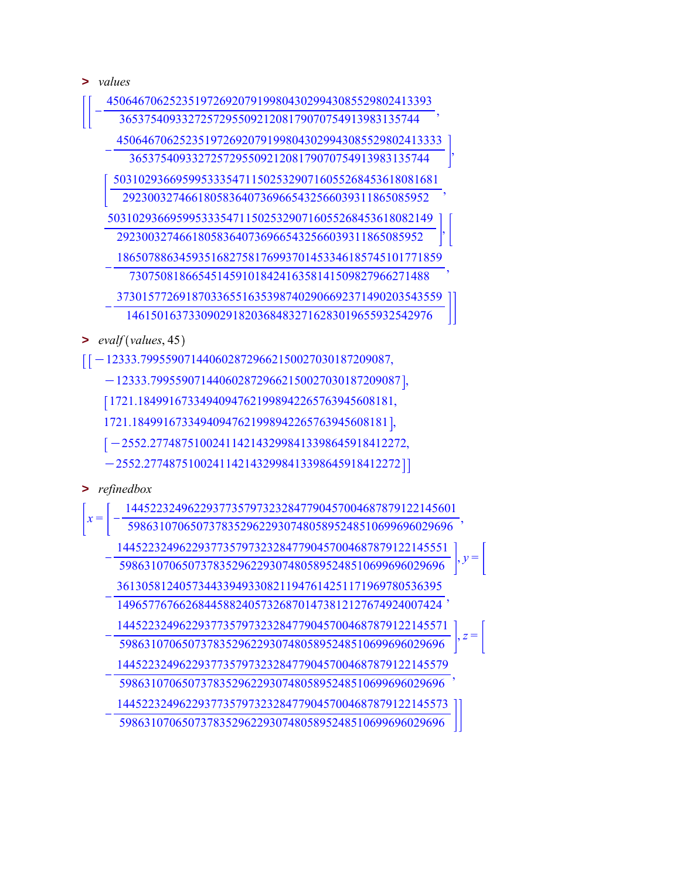> *values*

$$\left[\left[-\frac{4506467062523519726920791998043029943085529802413393}{365375409332725729550921208179070754913983135744}, -\frac{4506467062523519726920791998043029943085529802413333}{365375409332725729550921208179070754913983135744}\right], \left[\frac{5031029366959953335471150253290716055268453618081681}{2923003274661805836407369665432566039311865085952}, \frac{5031029366959953335471150253290716055268453618082149}{2923003274661805836407369665432566039311865085952}\right], \left[-\frac{1865078863459351682758176993701453346185745101771859}{730750818665451459101842416358141509827966271488}, -\frac{3730157726918703365516353987402906692371490203543559}{1461501637330902918203684832716283019655932542976}\right]\right]$$

> *evalf*(*values*, 45)

$$[[-12333.7995590714406028729662150027030187209087, -12333.7995590714406028729662150027030187209087], [1721.18499167334940947621998942265763945608181, 1721.18499167334940947621998942265763945608181], [-2552.27748751002411421432998413398645918412272, -2552.27748751002411421432998413398645918412272]]$$

> *refinedbox*

$$\left[x = \left[-\frac{14452232496229377357973232847790457004687879122145601}{598631070650737835296229307480589524851069969602969​6}, -\frac{14452232496229377357973232847790457004687879122145551}{5986310706507378352962293074805895248510699696029696}\right], y = \left[-\frac{36130581240573443394933082119476142511719697805363​95}{1496577676626844588240573268701473812127674924007424}, -\frac{14452232496229377357973232847790457004687879122145571}{5986310706507378352962293074805895248510699696029696}\right], z = \left[-\frac{14452232496229377357973232847790457004687879122145579}{5986310706507378352962293074805895248510699696029696}, -\frac{14452232496229377357973232847790457004687879122145573}{5986310706507378352962293074805895248510699696029696}\right]\right]$$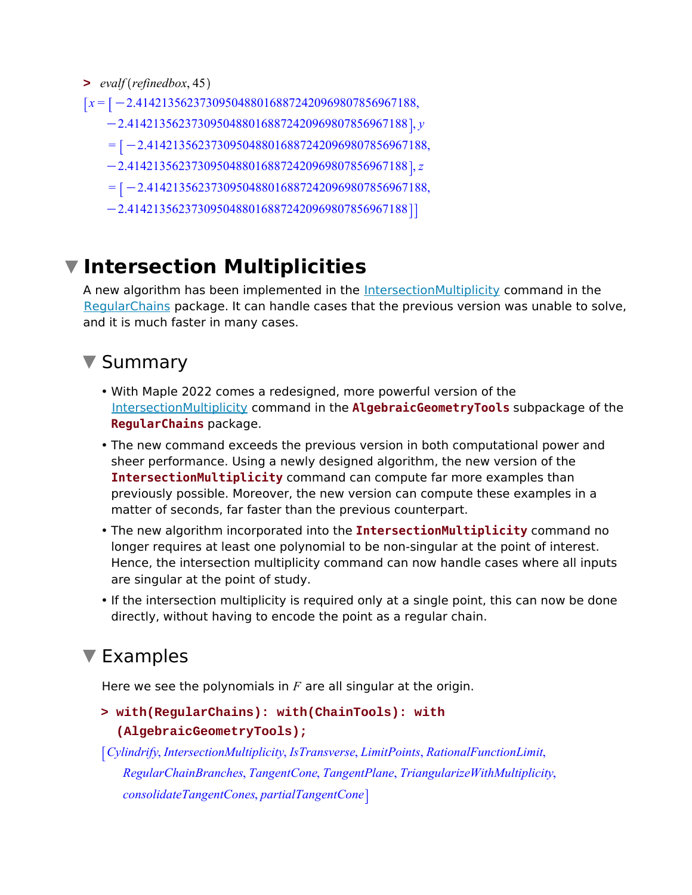```
> evalf(refinedbox, 45)
```

$[x = [-2.41421356237309504880168872420969807856967188, -2.41421356237309504880168872420969807856967188], y = [-2.41421356237309504880168872420969807856967188, -2.41421356237309504880168872420969807856967188], z = [-2.41421356237309504880168872420969807856967188, -2.41421356237309504880168872420969807856967188]]$

# Intersection Multiplicities

A new algorithm has been implemented in the IntersectionMultiplicity command in the RegularChains package. It can handle cases that the previous version was unable to solve, and it is much faster in many cases.

## Summary

- With Maple 2022 comes a redesigned, more powerful version of the IntersectionMultiplicity command in the **AlgebraicGeometryTools** subpackage of the **RegularChains** package.
- The new command exceeds the previous version in both computational power and sheer performance. Using a newly designed algorithm, the new version of the **IntersectionMultiplicity** command can compute far more examples than previously possible. Moreover, the new version can compute these examples in a matter of seconds, far faster than the previous counterpart.
- The new algorithm incorporated into the **IntersectionMultiplicity** command no longer requires at least one polynomial to be non-singular at the point of interest. Hence, the intersection multiplicity command can now handle cases where all inputs are singular at the point of study.
- If the intersection multiplicity is required only at a single point, this can now be done directly, without having to encode the point as a regular chain.

## Examples

Here we see the polynomials in $F$ are all singular at the origin.

```
> with(RegularChains): with(ChainTools): with
  (AlgebraicGeometryTools);
```

[*Cylindrify*, *IntersectionMultiplicity*, *IsTransverse*, *LimitPoints*, *RationalFunctionLimit*, *RegularChainBranches*, *TangentCone*, *TangentPlane*, *TriangularizeWithMultiplicity*, *consolidateTangentCones*, *partialTangentCone*]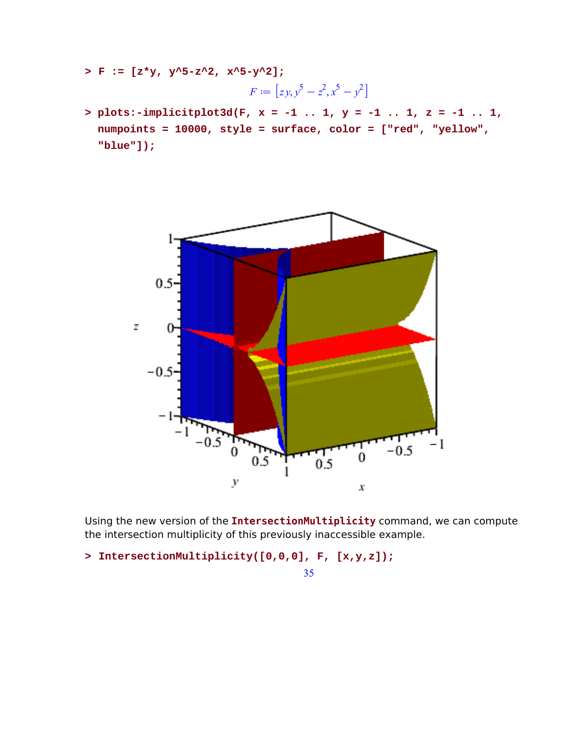```
> F := [z*y, y^5-z^2, x^5-y^2];
```

$$F := \left[zy, y^5 - z^2, x^5 - y^2\right]$$

```
> plots:-implicitplot3d(F, x = -1 .. 1, y = -1 .. 1, z = -1 .. 1,
  numpoints = 10000, style = surface, color = ["red", "yellow",
  "blue"]);
```

Using the new version of the **IntersectionMultiplicity** command, we can compute the intersection multiplicity of this previously inaccessible example.

```
> IntersectionMultiplicity([0,0,0], F, [x,y,z]);
```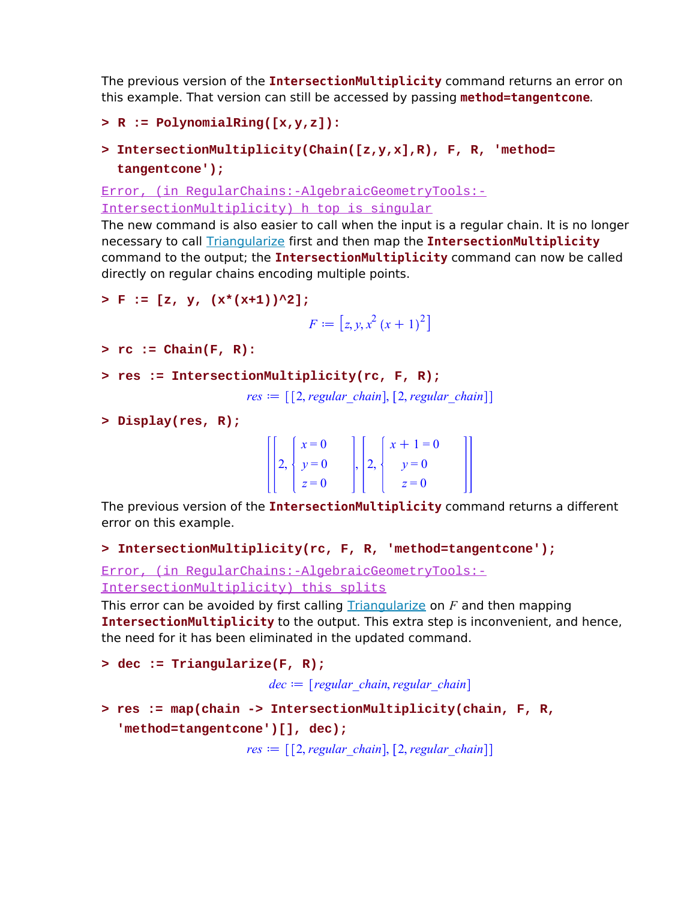The previous version of the **IntersectionMultiplicity** command returns an error on this example. That version can still be accessed by passing **method=tangentcone**.

```
> R := PolynomialRing([x,y,z]):
```

```
> IntersectionMultiplicity(Chain([z,y,x],R), F, R, 'method=
  tangentcone');
```

Error, (in RegularChains:-AlgebraicGeometryTools:-IntersectionMultiplicity) h top is singular

The new command is also easier to call when the input is a regular chain. It is no longer necessary to call Triangularize first and then map the **IntersectionMultiplicity** command to the output; the **IntersectionMultiplicity** command can now be called directly on regular chains encoding multiple points.

```
> F := [z, y, (x*(x+1))^2];
```

$$F := \left[z, y, x^2 (x+1)^2\right]$$

```
> rc := Chain(F, R):
```

```
> res := IntersectionMultiplicity(rc, F, R);
```

$$res := [[2, regular\_chain], [2, regular\_chain]]$$

```
> Display(res, R);
```

$$\left[\left[2, \begin{cases} x = 0 \\ y = 0 \\ z = 0 \end{cases}\right], \left[2, \begin{cases} x+1 = 0 \\ y = 0 \\ z = 0 \end{cases}\right]\right]$$

The previous version of the **IntersectionMultiplicity** command returns a different error on this example.

```
> IntersectionMultiplicity(rc, F, R, 'method=tangentcone');
```

Error, (in RegularChains:-AlgebraicGeometryTools:-IntersectionMultiplicity) this splits

This error can be avoided by first calling Triangularize on $F$ and then mapping **IntersectionMultiplicity** to the output. This extra step is inconvenient, and hence, the need for it has been eliminated in the updated command.

```
> dec := Triangularize(F, R);
```

$$dec := [regular\_chain, regular\_chain]$$

```
> res := map(chain -> IntersectionMultiplicity(chain, F, R,
  'method=tangentcone')[], dec);
```

$$res := [[2, regular\_chain], [2, regular\_chain]]$$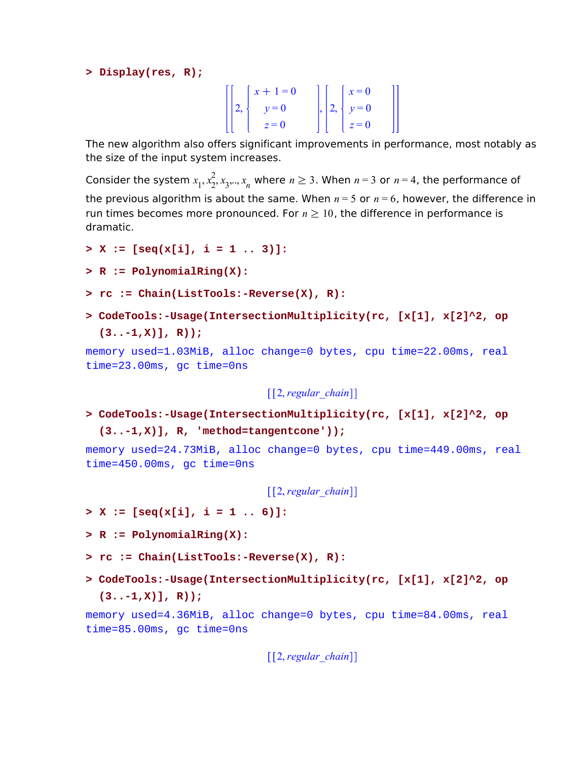```
> Display(res, R);
```

$$\left[\left[2, \begin{cases} x+1=0 \\ y=0 \\ z=0 \end{cases}\right], \left[2, \begin{cases} x=0 \\ y=0 \\ z=0 \end{cases}\right]\right]$$

The new algorithm also offers significant improvements in performance, most notably as the size of the input system increases.

Consider the system $x_1, x_2^2, x_3, \ldots, x_n$ where $n \geq 3$. When $n=3$ or $n=4$, the performance of the previous algorithm is about the same. When $n=5$ or $n=6$, however, the difference in run times becomes more pronounced. For $n \geq 10$, the difference in performance is dramatic.

```
> X := [seq(x[i], i = 1 .. 3)]:
> R := PolynomialRing(X):
> rc := Chain(ListTools:-Reverse(X), R):
> CodeTools:-Usage(IntersectionMultiplicity(rc, [x[1], x[2]^2, op
  (3..-1,X)], R));
memory used=1.03MiB, alloc change=0 bytes, cpu time=22.00ms, real
time=23.00ms, gc time=0ns
```

$$[[2, regular\_chain]]$$

```
> CodeTools:-Usage(IntersectionMultiplicity(rc, [x[1], x[2]^2, op
  (3..-1,X)], R, 'method=tangentcone'));
memory used=24.73MiB, alloc change=0 bytes, cpu time=449.00ms, real
time=450.00ms, gc time=0ns
```

$$[[2, regular\_chain]]$$

```
> X := [seq(x[i], i = 1 .. 6)]:
> R := PolynomialRing(X):
> rc := Chain(ListTools:-Reverse(X), R):
> CodeTools:-Usage(IntersectionMultiplicity(rc, [x[1], x[2]^2, op
  (3..-1,X)], R));
memory used=4.36MiB, alloc change=0 bytes, cpu time=84.00ms, real
time=85.00ms, gc time=0ns
```

$$[[2, regular\_chain]]$$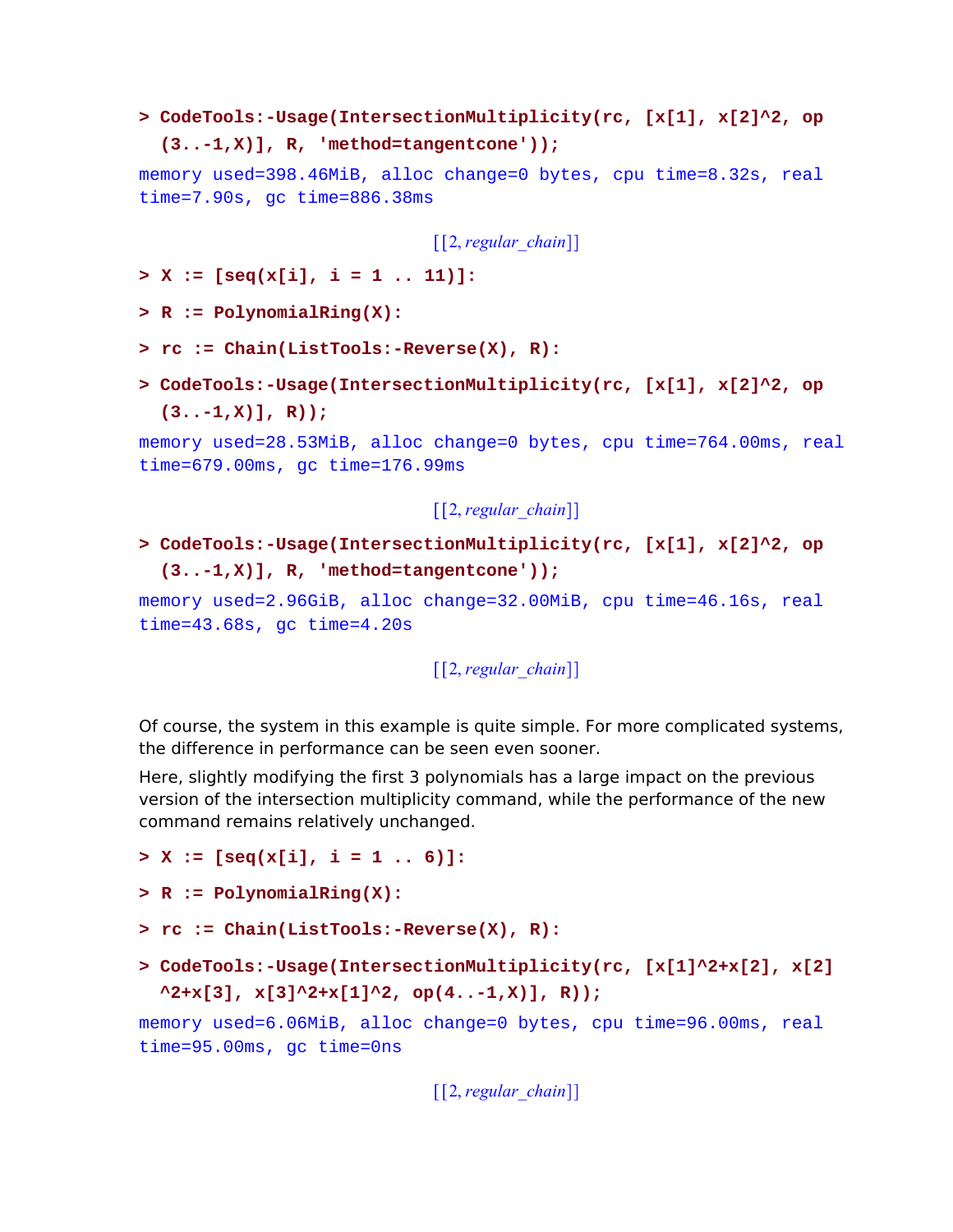```
> CodeTools:-Usage(IntersectionMultiplicity(rc, [x[1], x[2]^2, op(3..-1,X)], R, 'method=tangentcone'));
memory used=398.46MiB, alloc change=0 bytes, cpu time=8.32s, real time=7.90s, gc time=886.38ms
```

$$[[2, regular\_chain]]$$

```
> X := [seq(x[i], i = 1 .. 11)]:
> R := PolynomialRing(X):
> rc := Chain(ListTools:-Reverse(X), R):
> CodeTools:-Usage(IntersectionMultiplicity(rc, [x[1], x[2]^2, op(3..-1,X)], R));
memory used=28.53MiB, alloc change=0 bytes, cpu time=764.00ms, real time=679.00ms, gc time=176.99ms
```

$$[[2, regular\_chain]]$$

```
> CodeTools:-Usage(IntersectionMultiplicity(rc, [x[1], x[2]^2, op(3..-1,X)], R, 'method=tangentcone'));
memory used=2.96GiB, alloc change=32.00MiB, cpu time=46.16s, real time=43.68s, gc time=4.20s
```

$$[[2, regular\_chain]]$$

Of course, the system in this example is quite simple. For more complicated systems, the difference in performance can be seen even sooner.

Here, slightly modifying the first 3 polynomials has a large impact on the previous version of the intersection multiplicity command, while the performance of the new command remains relatively unchanged.

```
> X := [seq(x[i], i = 1 .. 6)]:
> R := PolynomialRing(X):
> rc := Chain(ListTools:-Reverse(X), R):
> CodeTools:-Usage(IntersectionMultiplicity(rc, [x[1]^2+x[2], x[2]^2+x[3], x[3]^2+x[1]^2, op(4..-1,X)], R));
memory used=6.06MiB, alloc change=0 bytes, cpu time=96.00ms, real time=95.00ms, gc time=0ns
```

$$[[2, regular\_chain]]$$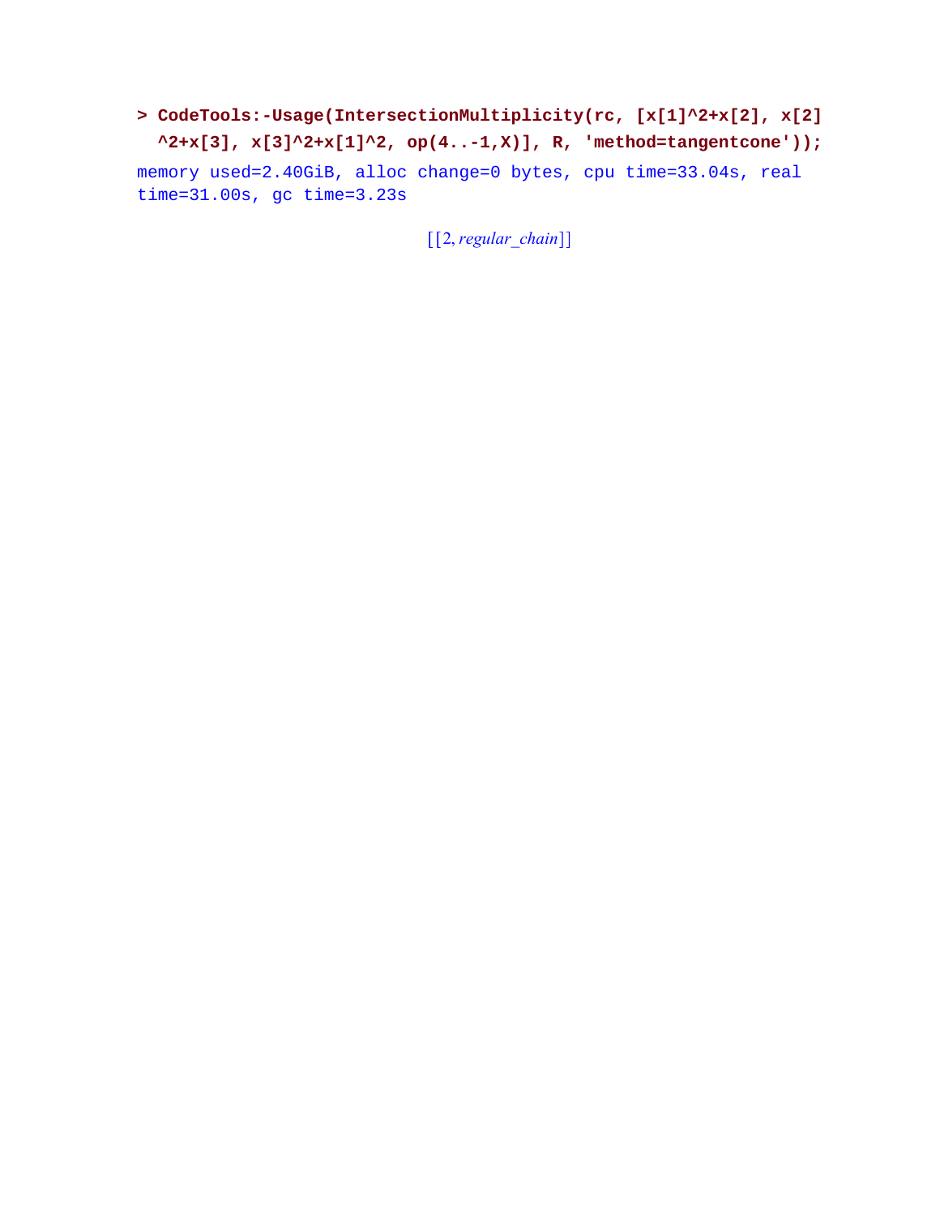```
> CodeTools:-Usage(IntersectionMultiplicity(rc, [x[1]^2+x[2], x[2]^2+x[3], x[3]^2+x[1]^2, op(4..-1,X)], R, 'method=tangentcone'));
memory used=2.40GiB, alloc change=0 bytes, cpu time=33.04s, real time=31.00s, gc time=3.23s
```

$$[[2, regular\_chain]]$$